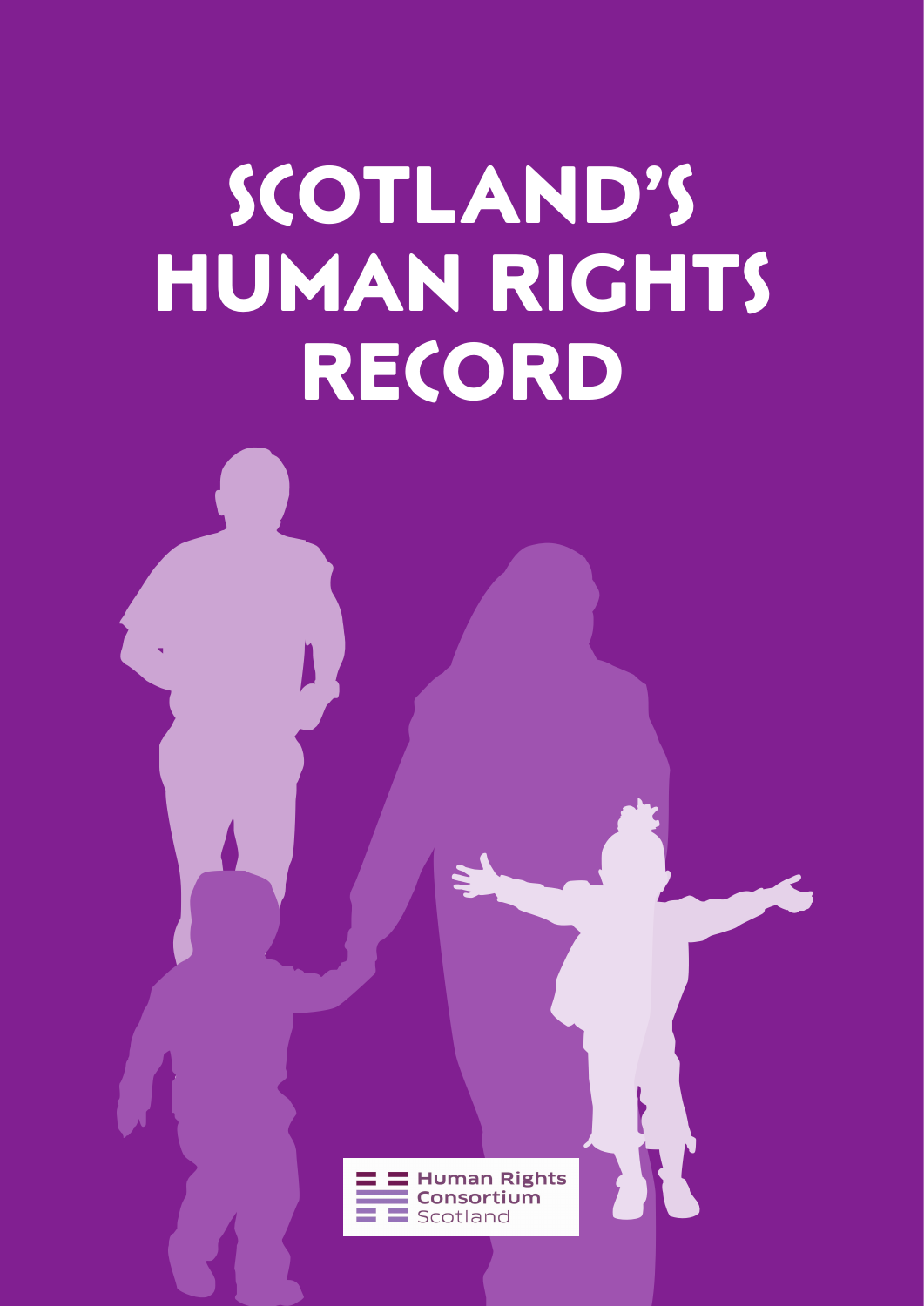# SCOTLAND'S HUMAN RIGHTS RECORD

Human Rights Consortium Scotland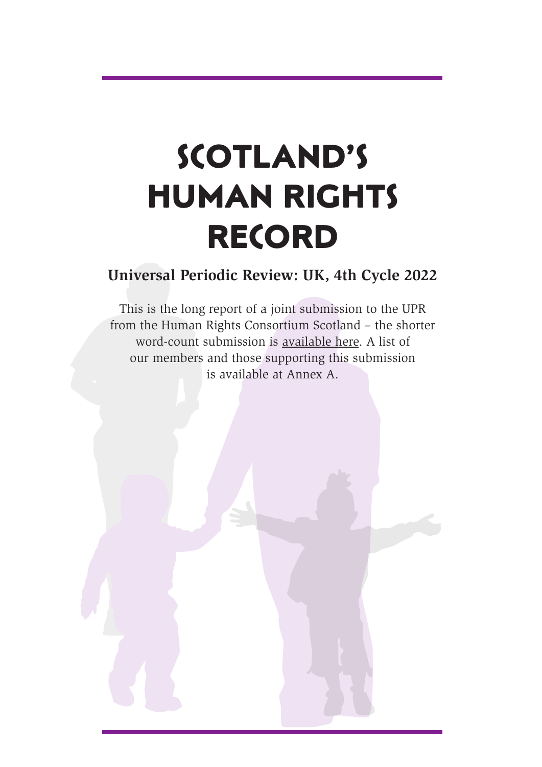# SCOTLAND'S HUMAN RIGHTS RECORD

**Universal Periodic Review: UK, 4th Cycle 2022**

This is the long report of a joint submission to the UPR from the Human Rights Consortium Scotland – the shorter word-count submission is available here. A list of our members and those supporting this submission is available at Annex A.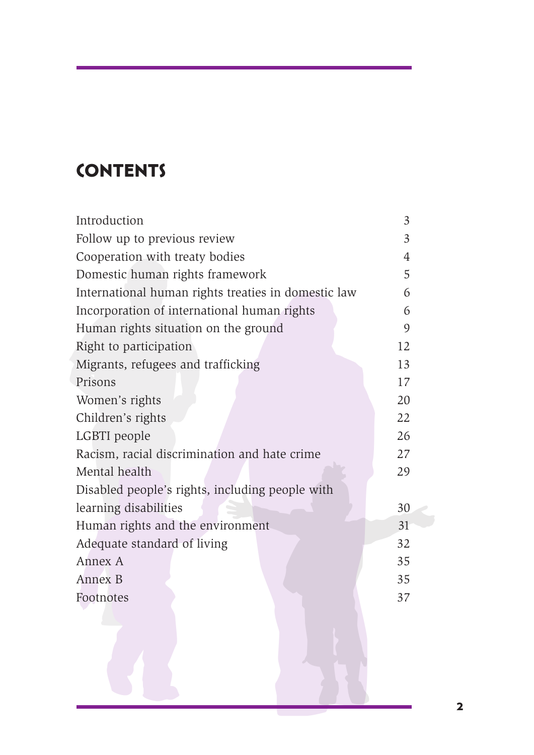# CONTENTS

| | |
|---|---|
| Introduction | 3 |
| Follow up to previous review | 3 |
| Cooperation with treaty bodies | 4 |
| Domestic human rights framework | 5 |
| International human rights treaties in domestic law | 6 |
| Incorporation of international human rights | 6 |
| Human rights situation on the ground | 9 |
| Right to participation | 12 |
| Migrants, refugees and trafficking | 13 |
| Prisons | 17 |
| Women's rights | 20 |
| Children's rights | 22 |
| LGBTI people | 26 |
| Racism, racial discrimination and hate crime | 27 |
| Mental health | 29 |
| Disabled people's rights, including people with learning disabilities | 30 |
| Human rights and the environment | 31 |
| Adequate standard of living | 32 |
| Annex A | 35 |
| Annex B | 35 |
| Footnotes | 37 |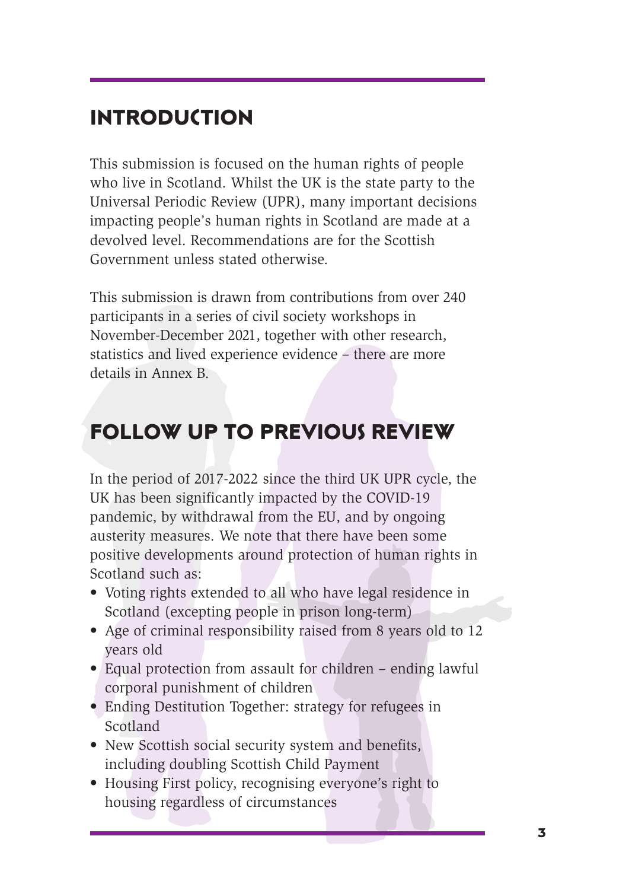# INTRODUCTION

This submission is focused on the human rights of people who live in Scotland. Whilst the UK is the state party to the Universal Periodic Review (UPR), many important decisions impacting people's human rights in Scotland are made at a devolved level. Recommendations are for the Scottish Government unless stated otherwise.

This submission is drawn from contributions from over 240 participants in a series of civil society workshops in November-December 2021, together with other research, statistics and lived experience evidence – there are more details in Annex B.

# FOLLOW UP TO PREVIOUS REVIEW

In the period of 2017-2022 since the third UK UPR cycle, the UK has been significantly impacted by the COVID-19 pandemic, by withdrawal from the EU, and by ongoing austerity measures. We note that there have been some positive developments around protection of human rights in Scotland such as:

- Voting rights extended to all who have legal residence in Scotland (excepting people in prison long-term)
- Age of criminal responsibility raised from 8 years old to 12 years old
- Equal protection from assault for children – ending lawful corporal punishment of children
- Ending Destitution Together: strategy for refugees in Scotland
- New Scottish social security system and benefits, including doubling Scottish Child Payment
- Housing First policy, recognising everyone's right to housing regardless of circumstances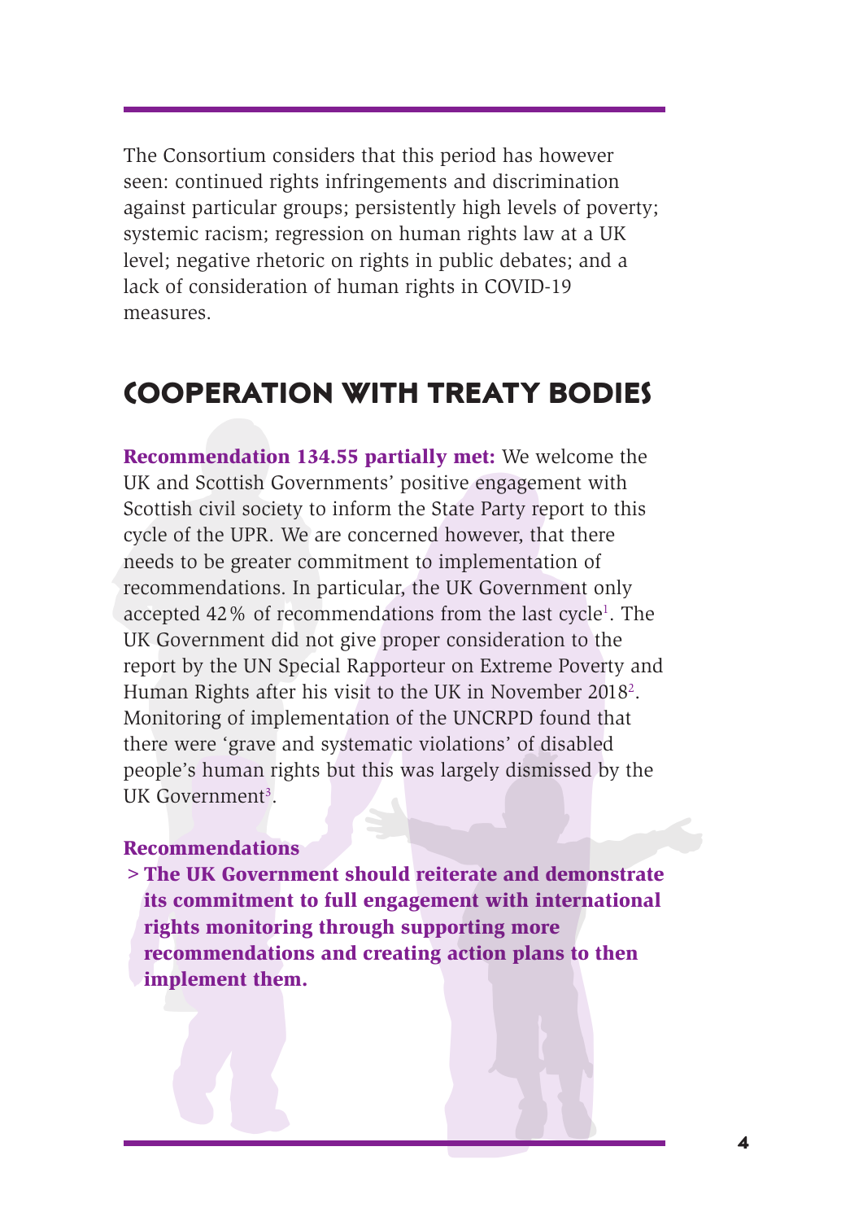The Consortium considers that this period has however seen: continued rights infringements and discrimination against particular groups; persistently high levels of poverty; systemic racism; regression on human rights law at a UK level; negative rhetoric on rights in public debates; and a lack of consideration of human rights in COVID-19 measures.

## COOPERATION WITH TREATY BODIES

**Recommendation 134.55 partially met:** We welcome the UK and Scottish Governments' positive engagement with Scottish civil society to inform the State Party report to this cycle of the UPR. We are concerned however, that there needs to be greater commitment to implementation of recommendations. In particular, the UK Government only accepted 42% of recommendations from the last cycle[1]. The UK Government did not give proper consideration to the report by the UN Special Rapporteur on Extreme Poverty and Human Rights after his visit to the UK in November 2018[2]. Monitoring of implementation of the UNCRPD found that there were 'grave and systematic violations' of disabled people's human rights but this was largely dismissed by the UK Government[3].

**Recommendations**

> **The UK Government should reiterate and demonstrate its commitment to full engagement with international rights monitoring through supporting more recommendations and creating action plans to then implement them.**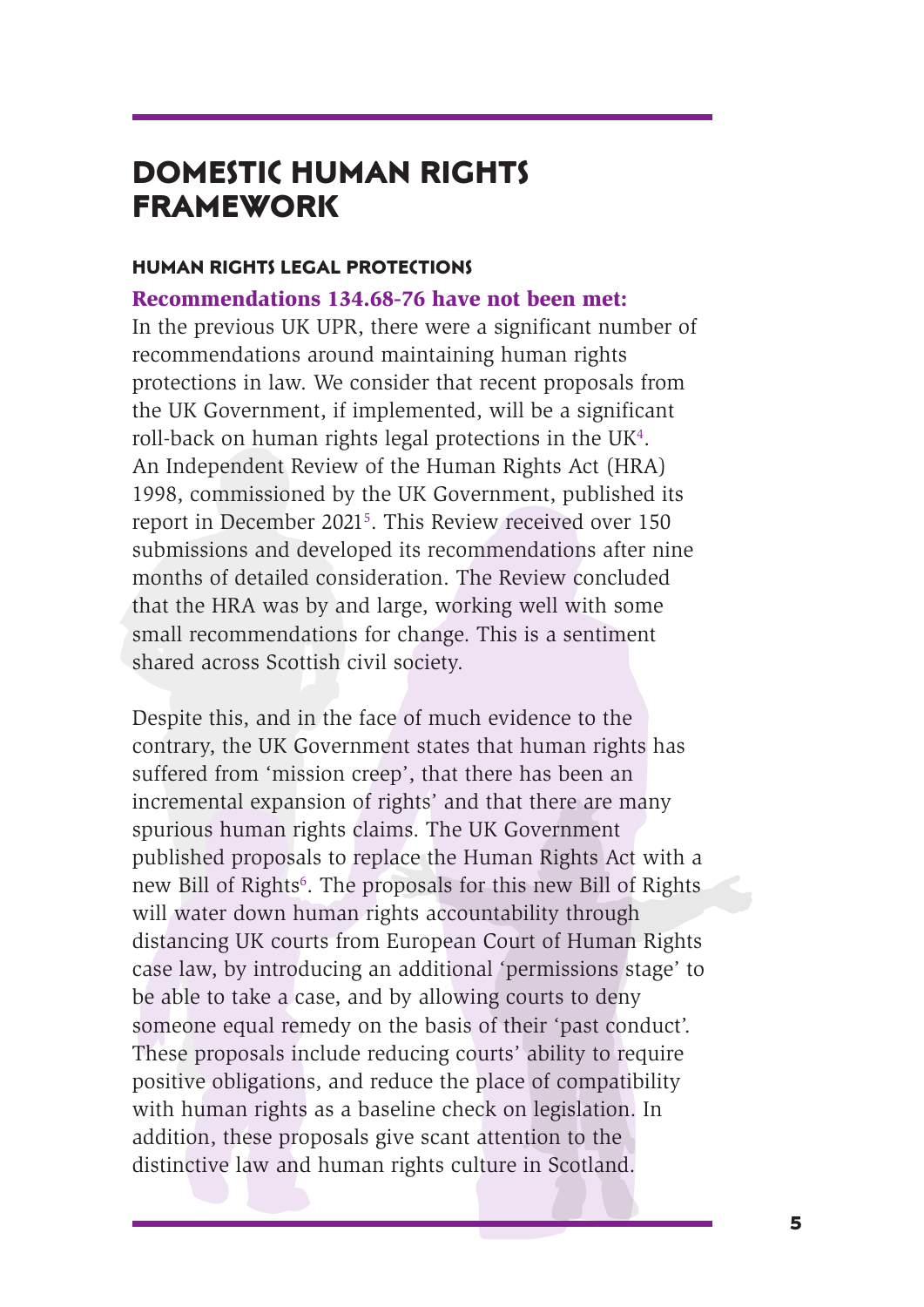# DOMESTIC HUMAN RIGHTS FRAMEWORK

## HUMAN RIGHTS LEGAL PROTECTIONS

**Recommendations 134.68-76 have not been met:**

In the previous UK UPR, there were a significant number of recommendations around maintaining human rights protections in law. We consider that recent proposals from the UK Government, if implemented, will be a significant roll-back on human rights legal protections in the UK[4]. An Independent Review of the Human Rights Act (HRA) 1998, commissioned by the UK Government, published its report in December 2021[5]. This Review received over 150 submissions and developed its recommendations after nine months of detailed consideration. The Review concluded that the HRA was by and large, working well with some small recommendations for change. This is a sentiment shared across Scottish civil society.

Despite this, and in the face of much evidence to the contrary, the UK Government states that human rights has suffered from 'mission creep', that there has been an incremental expansion of rights' and that there are many spurious human rights claims. The UK Government published proposals to replace the Human Rights Act with a new Bill of Rights[6]. The proposals for this new Bill of Rights will water down human rights accountability through distancing UK courts from European Court of Human Rights case law, by introducing an additional 'permissions stage' to be able to take a case, and by allowing courts to deny someone equal remedy on the basis of their 'past conduct'. These proposals include reducing courts' ability to require positive obligations, and reduce the place of compatibility with human rights as a baseline check on legislation. In addition, these proposals give scant attention to the distinctive law and human rights culture in Scotland.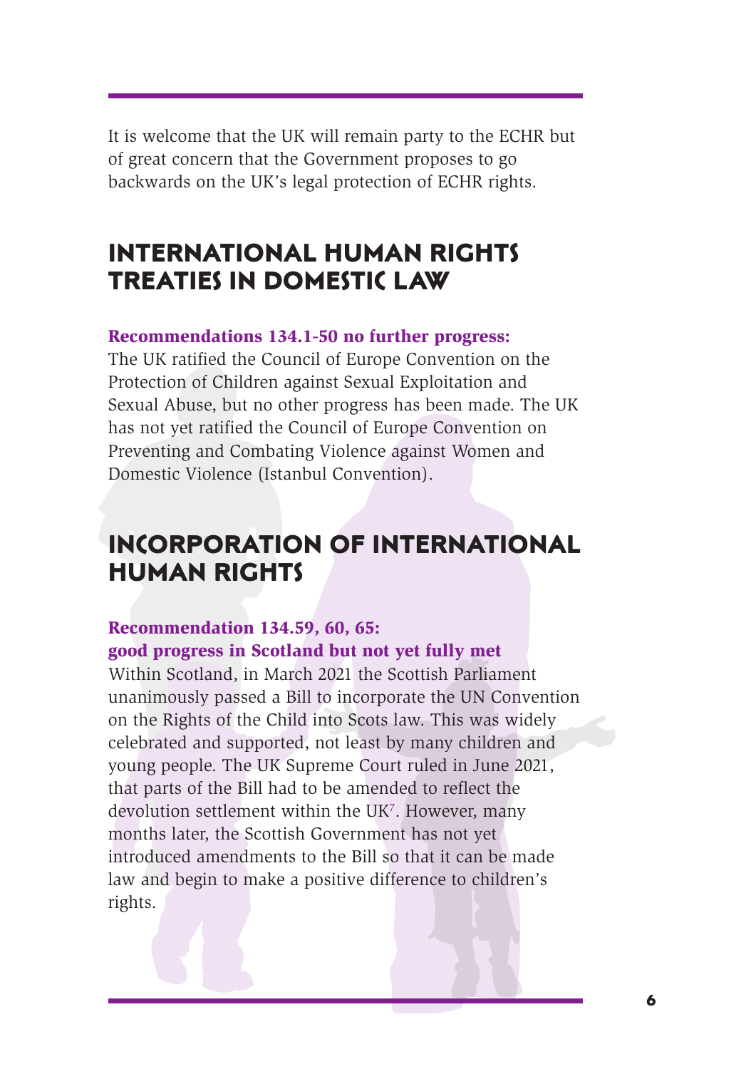It is welcome that the UK will remain party to the ECHR but of great concern that the Government proposes to go backwards on the UK's legal protection of ECHR rights.

## INTERNATIONAL HUMAN RIGHTS TREATIES IN DOMESTIC LAW

**Recommendations 134.1-50 no further progress:**
The UK ratified the Council of Europe Convention on the Protection of Children against Sexual Exploitation and Sexual Abuse, but no other progress has been made. The UK has not yet ratified the Council of Europe Convention on Preventing and Combating Violence against Women and Domestic Violence (Istanbul Convention).

## INCORPORATION OF INTERNATIONAL HUMAN RIGHTS

**Recommendation 134.59, 60, 65:
good progress in Scotland but not yet fully met**
Within Scotland, in March 2021 the Scottish Parliament unanimously passed a Bill to incorporate the UN Convention on the Rights of the Child into Scots law. This was widely celebrated and supported, not least by many children and young people. The UK Supreme Court ruled in June 2021, that parts of the Bill had to be amended to reflect the devolution settlement within the UK[7]. However, many months later, the Scottish Government has not yet introduced amendments to the Bill so that it can be made law and begin to make a positive difference to children's rights.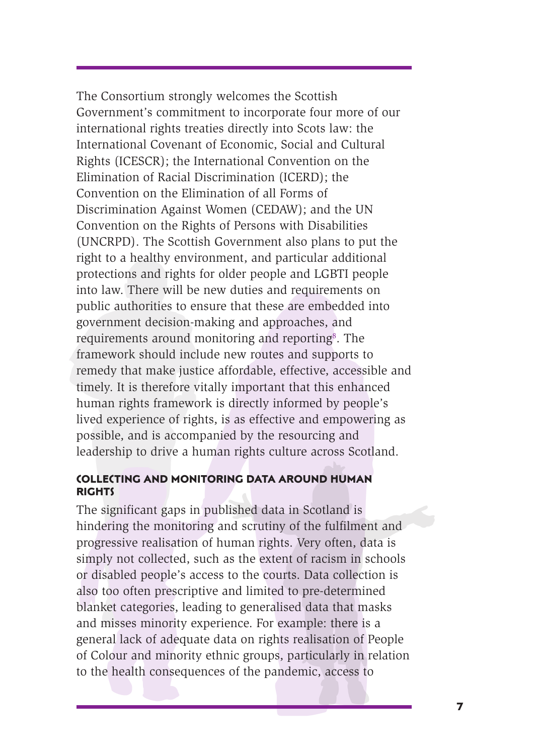The Consortium strongly welcomes the Scottish Government's commitment to incorporate four more of our international rights treaties directly into Scots law: the International Covenant of Economic, Social and Cultural Rights (ICESCR); the International Convention on the Elimination of Racial Discrimination (ICERD); the Convention on the Elimination of all Forms of Discrimination Against Women (CEDAW); and the UN Convention on the Rights of Persons with Disabilities (UNCRPD). The Scottish Government also plans to put the right to a healthy environment, and particular additional protections and rights for older people and LGBTI people into law. There will be new duties and requirements on public authorities to ensure that these are embedded into government decision-making and approaches, and requirements around monitoring and reporting[8]. The framework should include new routes and supports to remedy that make justice affordable, effective, accessible and timely. It is therefore vitally important that this enhanced human rights framework is directly informed by people's lived experience of rights, is as effective and empowering as possible, and is accompanied by the resourcing and leadership to drive a human rights culture across Scotland.

## COLLECTING AND MONITORING DATA AROUND HUMAN RIGHTS

The significant gaps in published data in Scotland is hindering the monitoring and scrutiny of the fulfilment and progressive realisation of human rights. Very often, data is simply not collected, such as the extent of racism in schools or disabled people's access to the courts. Data collection is also too often prescriptive and limited to pre-determined blanket categories, leading to generalised data that masks and misses minority experience. For example: there is a general lack of adequate data on rights realisation of People of Colour and minority ethnic groups, particularly in relation to the health consequences of the pandemic, access to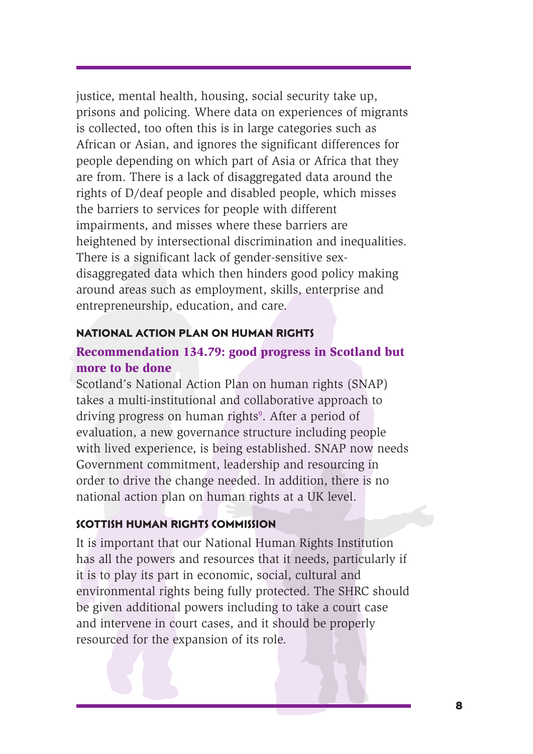justice, mental health, housing, social security take up, prisons and policing. Where data on experiences of migrants is collected, too often this is in large categories such as African or Asian, and ignores the significant differences for people depending on which part of Asia or Africa that they are from. There is a lack of disaggregated data around the rights of D/deaf people and disabled people, which misses the barriers to services for people with different impairments, and misses where these barriers are heightened by intersectional discrimination and inequalities. There is a significant lack of gender-sensitive sex-disaggregated data which then hinders good policy making around areas such as employment, skills, enterprise and entrepreneurship, education, and care.

## NATIONAL ACTION PLAN ON HUMAN RIGHTS

### Recommendation 134.79: good progress in Scotland but more to be done

Scotland's National Action Plan on human rights (SNAP) takes a multi-institutional and collaborative approach to driving progress on human rights[9]. After a period of evaluation, a new governance structure including people with lived experience, is being established. SNAP now needs Government commitment, leadership and resourcing in order to drive the change needed. In addition, there is no national action plan on human rights at a UK level.

## SCOTTISH HUMAN RIGHTS COMMISSION

It is important that our National Human Rights Institution has all the powers and resources that it needs, particularly if it is to play its part in economic, social, cultural and environmental rights being fully protected. The SHRC should be given additional powers including to take a court case and intervene in court cases, and it should be properly resourced for the expansion of its role.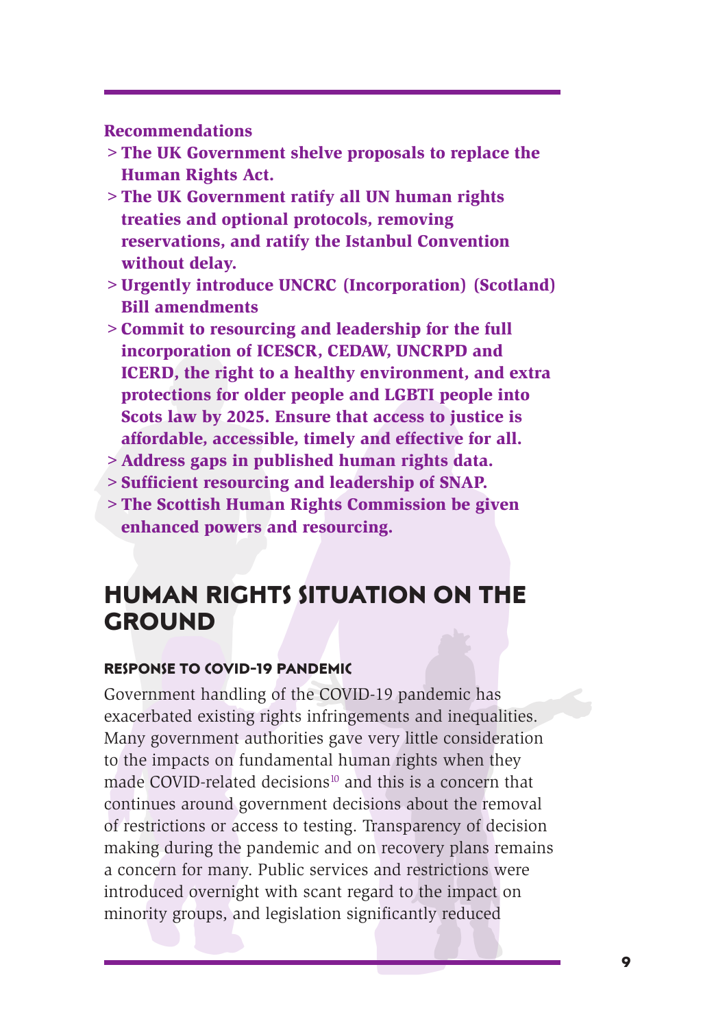**Recommendations**

- **The UK Government shelve proposals to replace the Human Rights Act.**
- **The UK Government ratify all UN human rights treaties and optional protocols, removing reservations, and ratify the Istanbul Convention without delay.**
- **Urgently introduce UNCRC (Incorporation) (Scotland) Bill amendments**
- **Commit to resourcing and leadership for the full incorporation of ICESCR, CEDAW, UNCRPD and ICERD, the right to a healthy environment, and extra protections for older people and LGBTI people into Scots law by 2025. Ensure that access to justice is affordable, accessible, timely and effective for all.**
- **Address gaps in published human rights data.**
- **Sufficient resourcing and leadership of SNAP.**
- **The Scottish Human Rights Commission be given enhanced powers and resourcing.**

# HUMAN RIGHTS SITUATION ON THE GROUND

### RESPONSE TO COVID-19 PANDEMIC

Government handling of the COVID-19 pandemic has exacerbated existing rights infringements and inequalities. Many government authorities gave very little consideration to the impacts on fundamental human rights when they made COVID-related decisions[10] and this is a concern that continues around government decisions about the removal of restrictions or access to testing. Transparency of decision making during the pandemic and on recovery plans remains a concern for many. Public services and restrictions were introduced overnight with scant regard to the impact on minority groups, and legislation significantly reduced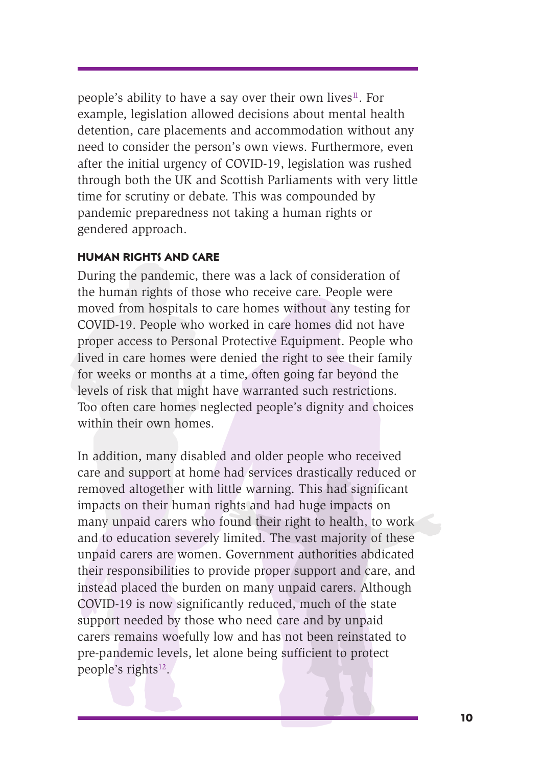people's ability to have a say over their own lives[11]. For example, legislation allowed decisions about mental health detention, care placements and accommodation without any need to consider the person's own views. Furthermore, even after the initial urgency of COVID-19, legislation was rushed through both the UK and Scottish Parliaments with very little time for scrutiny or debate. This was compounded by pandemic preparedness not taking a human rights or gendered approach.

### HUMAN RIGHTS AND CARE

During the pandemic, there was a lack of consideration of the human rights of those who receive care. People were moved from hospitals to care homes without any testing for COVID-19. People who worked in care homes did not have proper access to Personal Protective Equipment. People who lived in care homes were denied the right to see their family for weeks or months at a time, often going far beyond the levels of risk that might have warranted such restrictions. Too often care homes neglected people's dignity and choices within their own homes.

In addition, many disabled and older people who received care and support at home had services drastically reduced or removed altogether with little warning. This had significant impacts on their human rights and had huge impacts on many unpaid carers who found their right to health, to work and to education severely limited. The vast majority of these unpaid carers are women. Government authorities abdicated their responsibilities to provide proper support and care, and instead placed the burden on many unpaid carers. Although COVID-19 is now significantly reduced, much of the state support needed by those who need care and by unpaid carers remains woefully low and has not been reinstated to pre-pandemic levels, let alone being sufficient to protect people's rights[12].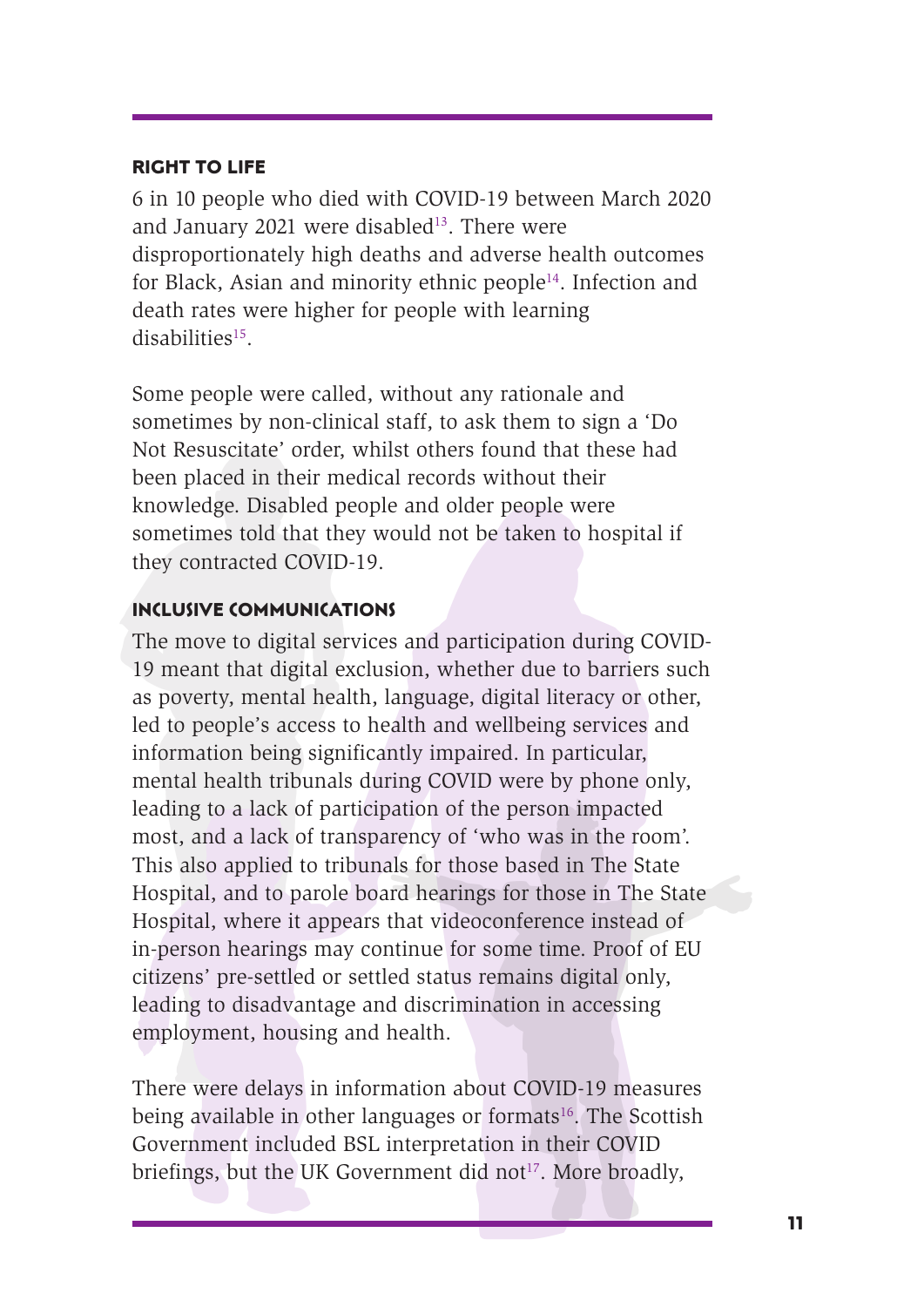## RIGHT TO LIFE

6 in 10 people who died with COVID-19 between March 2020 and January 2021 were disabled[13]. There were disproportionately high deaths and adverse health outcomes for Black, Asian and minority ethnic people[14]. Infection and death rates were higher for people with learning disabilities[15].

Some people were called, without any rationale and sometimes by non-clinical staff, to ask them to sign a 'Do Not Resuscitate' order, whilst others found that these had been placed in their medical records without their knowledge. Disabled people and older people were sometimes told that they would not be taken to hospital if they contracted COVID-19.

## INCLUSIVE COMMUNICATIONS

The move to digital services and participation during COVID-19 meant that digital exclusion, whether due to barriers such as poverty, mental health, language, digital literacy or other, led to people's access to health and wellbeing services and information being significantly impaired. In particular, mental health tribunals during COVID were by phone only, leading to a lack of participation of the person impacted most, and a lack of transparency of 'who was in the room'. This also applied to tribunals for those based in The State Hospital, and to parole board hearings for those in The State Hospital, where it appears that videoconference instead of in-person hearings may continue for some time. Proof of EU citizens' pre-settled or settled status remains digital only, leading to disadvantage and discrimination in accessing employment, housing and health.

There were delays in information about COVID-19 measures being available in other languages or formats[16]. The Scottish Government included BSL interpretation in their COVID briefings, but the UK Government did not[17]. More broadly,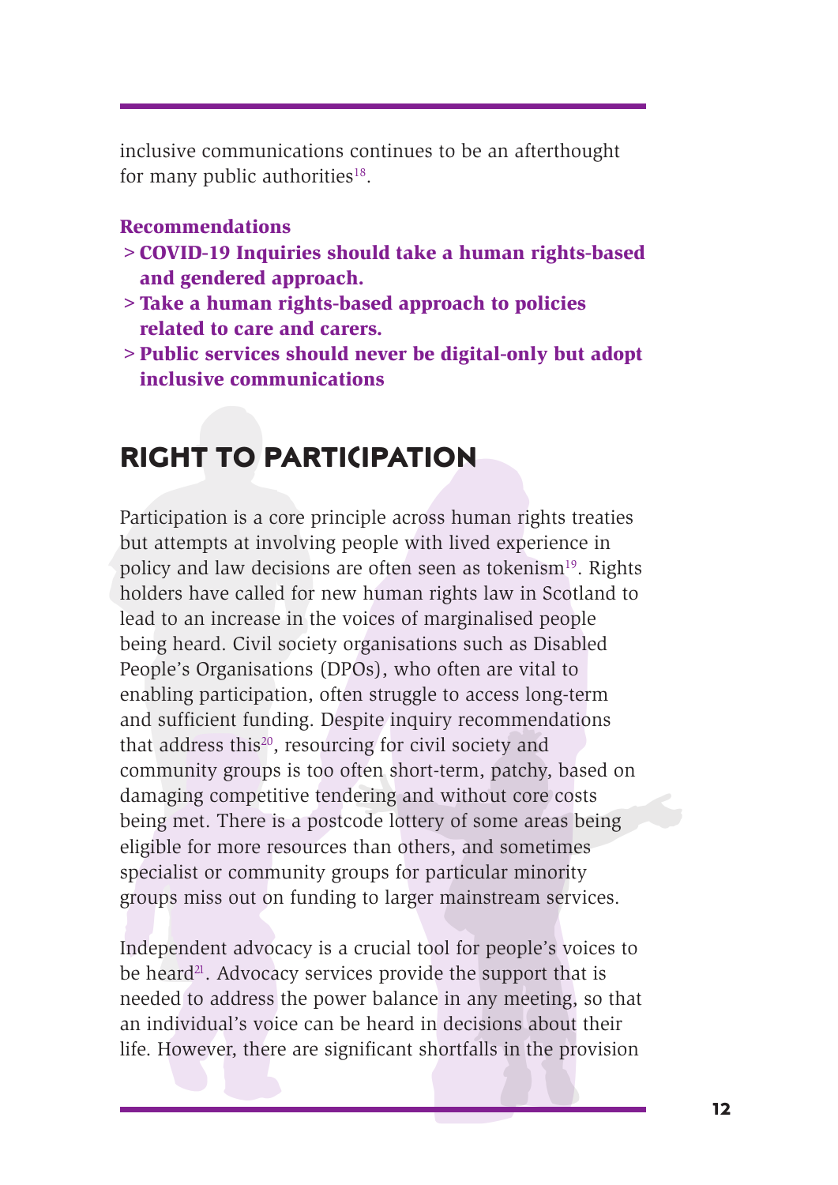inclusive communications continues to be an afterthought for many public authorities[18].

**Recommendations**

- **COVID-19 Inquiries should take a human rights-based and gendered approach.**
- **Take a human rights-based approach to policies related to care and carers.**
- **Public services should never be digital-only but adopt inclusive communications**

## RIGHT TO PARTICIPATION

Participation is a core principle across human rights treaties but attempts at involving people with lived experience in policy and law decisions are often seen as tokenism[19]. Rights holders have called for new human rights law in Scotland to lead to an increase in the voices of marginalised people being heard. Civil society organisations such as Disabled People's Organisations (DPOs), who often are vital to enabling participation, often struggle to access long-term and sufficient funding. Despite inquiry recommendations that address this[20], resourcing for civil society and community groups is too often short-term, patchy, based on damaging competitive tendering and without core costs being met. There is a postcode lottery of some areas being eligible for more resources than others, and sometimes specialist or community groups for particular minority groups miss out on funding to larger mainstream services.

Independent advocacy is a crucial tool for people's voices to be heard[21]. Advocacy services provide the support that is needed to address the power balance in any meeting, so that an individual's voice can be heard in decisions about their life. However, there are significant shortfalls in the provision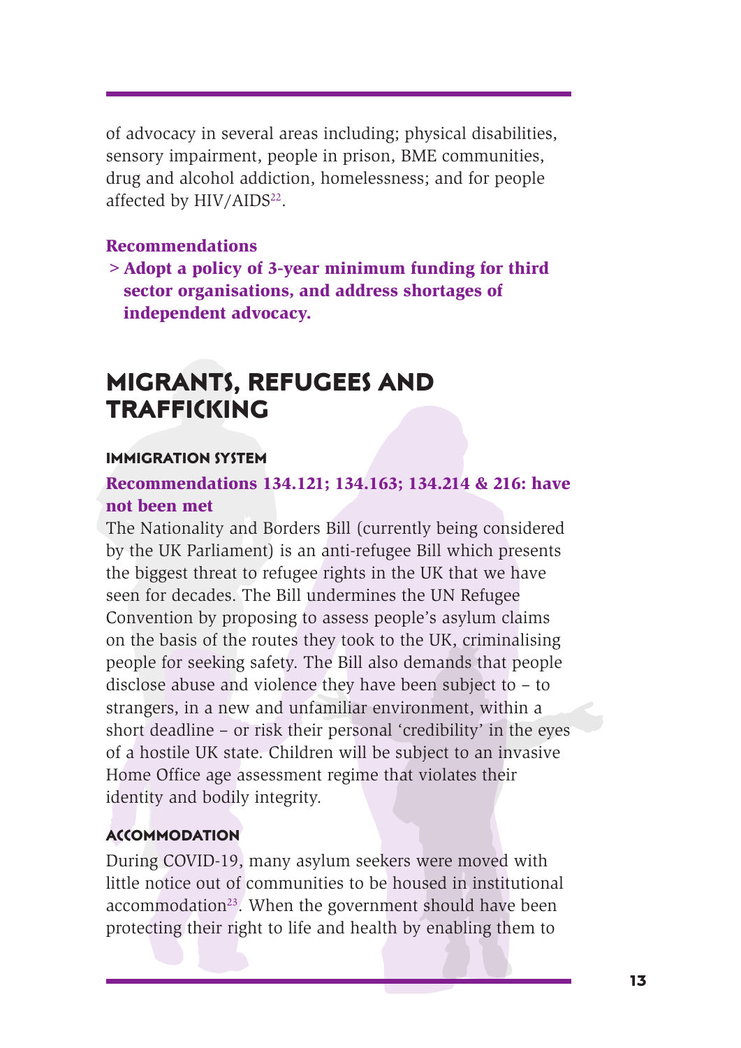of advocacy in several areas including; physical disabilities, sensory impairment, people in prison, BME communities, drug and alcohol addiction, homelessness; and for people affected by HIV/AIDS[22].

**Recommendations**

- **Adopt a policy of 3-year minimum funding for third sector organisations, and address shortages of independent advocacy.**

## MIGRANTS, REFUGEES AND TRAFFICKING

### IMMIGRATION SYSTEM

**Recommendations 134.121; 134.163; 134.214 & 216: have not been met**

The Nationality and Borders Bill (currently being considered by the UK Parliament) is an anti-refugee Bill which presents the biggest threat to refugee rights in the UK that we have seen for decades. The Bill undermines the UN Refugee Convention by proposing to assess people's asylum claims on the basis of the routes they took to the UK, criminalising people for seeking safety. The Bill also demands that people disclose abuse and violence they have been subject to – to strangers, in a new and unfamiliar environment, within a short deadline – or risk their personal 'credibility' in the eyes of a hostile UK state. Children will be subject to an invasive Home Office age assessment regime that violates their identity and bodily integrity.

### ACCOMMODATION

During COVID-19, many asylum seekers were moved with little notice out of communities to be housed in institutional accommodation[23]. When the government should have been protecting their right to life and health by enabling them to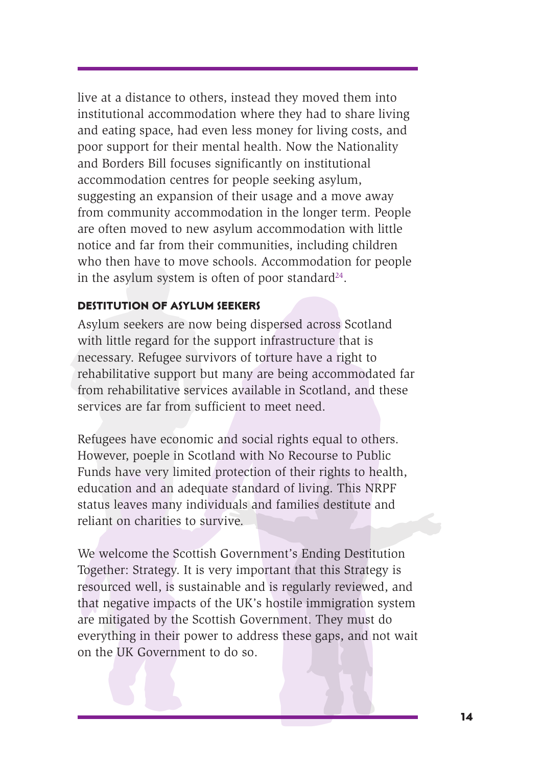live at a distance to others, instead they moved them into institutional accommodation where they had to share living and eating space, had even less money for living costs, and poor support for their mental health. Now the Nationality and Borders Bill focuses significantly on institutional accommodation centres for people seeking asylum, suggesting an expansion of their usage and a move away from community accommodation in the longer term. People are often moved to new asylum accommodation with little notice and far from their communities, including children who then have to move schools. Accommodation for people in the asylum system is often of poor standard[24].

### DESTITUTION OF ASYLUM SEEKERS

Asylum seekers are now being dispersed across Scotland with little regard for the support infrastructure that is necessary. Refugee survivors of torture have a right to rehabilitative support but many are being accommodated far from rehabilitative services available in Scotland, and these services are far from sufficient to meet need.

Refugees have economic and social rights equal to others. However, poeple in Scotland with No Recourse to Public Funds have very limited protection of their rights to health, education and an adequate standard of living. This NRPF status leaves many individuals and families destitute and reliant on charities to survive.

We welcome the Scottish Government's Ending Destitution Together: Strategy. It is very important that this Strategy is resourced well, is sustainable and is regularly reviewed, and that negative impacts of the UK's hostile immigration system are mitigated by the Scottish Government. They must do everything in their power to address these gaps, and not wait on the UK Government to do so.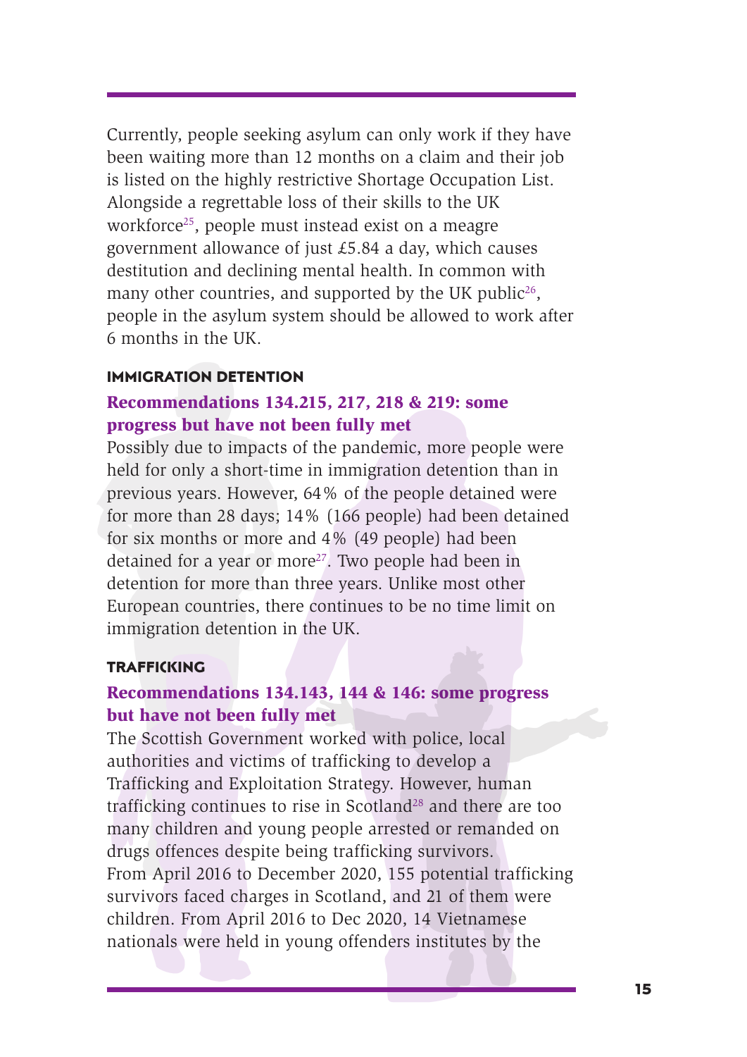Currently, people seeking asylum can only work if they have been waiting more than 12 months on a claim and their job is listed on the highly restrictive Shortage Occupation List. Alongside a regrettable loss of their skills to the UK workforce[25], people must instead exist on a meagre government allowance of just £5.84 a day, which causes destitution and declining mental health. In common with many other countries, and supported by the UK public[26], people in the asylum system should be allowed to work after 6 months in the UK.

## IMMIGRATION DETENTION

### Recommendations 134.215, 217, 218 & 219: some progress but have not been fully met

Possibly due to impacts of the pandemic, more people were held for only a short-time in immigration detention than in previous years. However, 64% of the people detained were for more than 28 days; 14% (166 people) had been detained for six months or more and 4% (49 people) had been detained for a year or more[27]. Two people had been in detention for more than three years. Unlike most other European countries, there continues to be no time limit on immigration detention in the UK.

## TRAFFICKING

### Recommendations 134.143, 144 & 146: some progress but have not been fully met

The Scottish Government worked with police, local authorities and victims of trafficking to develop a Trafficking and Exploitation Strategy. However, human trafficking continues to rise in Scotland[28] and there are too many children and young people arrested or remanded on drugs offences despite being trafficking survivors. From April 2016 to December 2020, 155 potential trafficking survivors faced charges in Scotland, and 21 of them were children. From April 2016 to Dec 2020, 14 Vietnamese nationals were held in young offenders institutes by the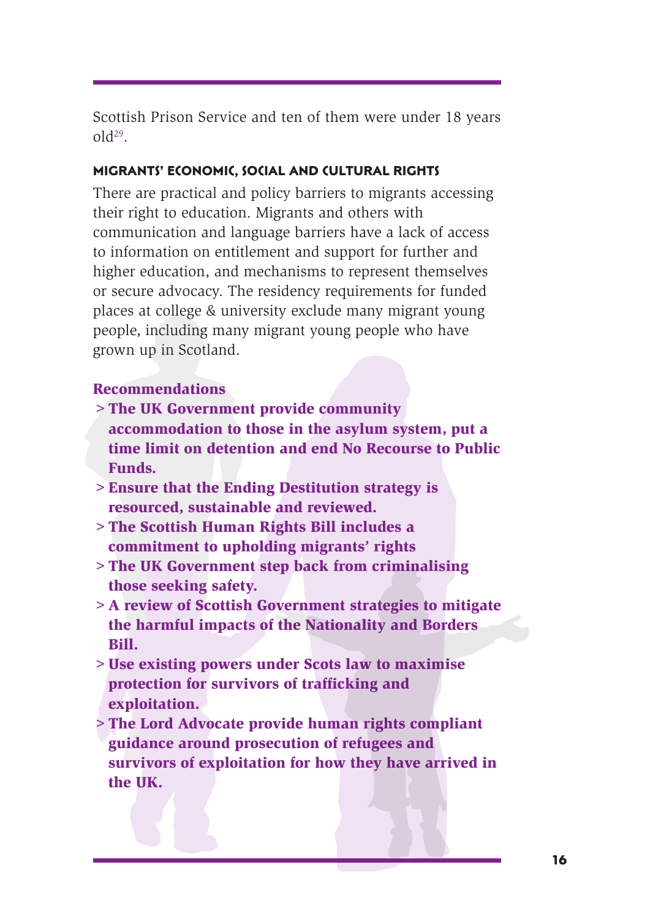Scottish Prison Service and ten of them were under 18 years old[29].

### MIGRANTS' ECONOMIC, SOCIAL AND CULTURAL RIGHTS

There are practical and policy barriers to migrants accessing their right to education. Migrants and others with communication and language barriers have a lack of access to information on entitlement and support for further and higher education, and mechanisms to represent themselves or secure advocacy. The residency requirements for funded places at college & university exclude many migrant young people, including many migrant young people who have grown up in Scotland.

**Recommendations**

- **The UK Government provide community accommodation to those in the asylum system, put a time limit on detention and end No Recourse to Public Funds.**
- **Ensure that the Ending Destitution strategy is resourced, sustainable and reviewed.**
- **The Scottish Human Rights Bill includes a commitment to upholding migrants' rights**
- **The UK Government step back from criminalising those seeking safety.**
- **A review of Scottish Government strategies to mitigate the harmful impacts of the Nationality and Borders Bill.**
- **Use existing powers under Scots law to maximise protection for survivors of trafficking and exploitation.**
- **The Lord Advocate provide human rights compliant guidance around prosecution of refugees and survivors of exploitation for how they have arrived in the UK.**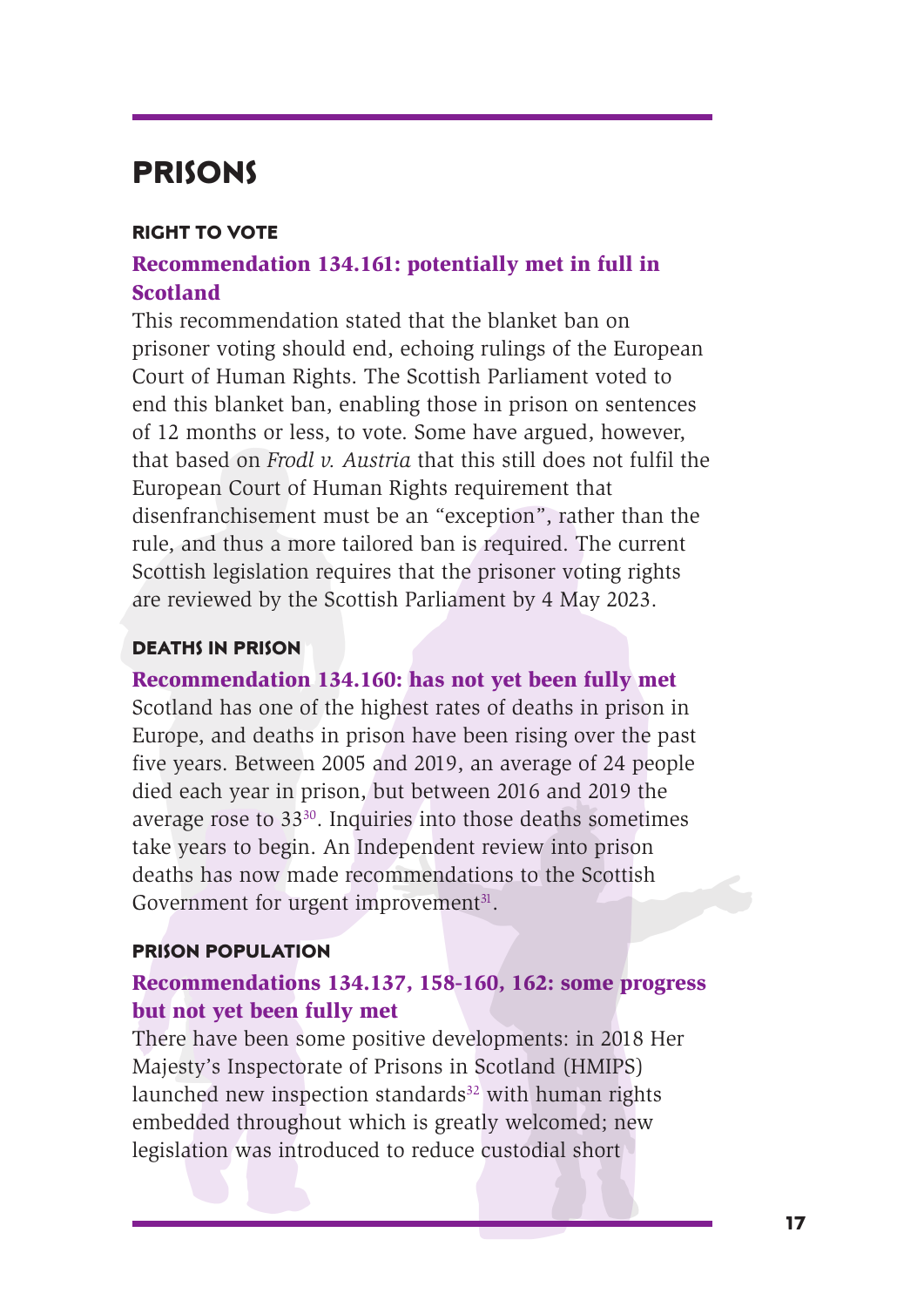# PRISONS

## RIGHT TO VOTE

### Recommendation 134.161: potentially met in full in Scotland

This recommendation stated that the blanket ban on prisoner voting should end, echoing rulings of the European Court of Human Rights. The Scottish Parliament voted to end this blanket ban, enabling those in prison on sentences of 12 months or less, to vote. Some have argued, however, that based on *Frodl v. Austria* that this still does not fulfil the European Court of Human Rights requirement that disenfranchisement must be an "exception", rather than the rule, and thus a more tailored ban is required. The current Scottish legislation requires that the prisoner voting rights are reviewed by the Scottish Parliament by 4 May 2023.

## DEATHS IN PRISON

### Recommendation 134.160: has not yet been fully met

Scotland has one of the highest rates of deaths in prison in Europe, and deaths in prison have been rising over the past five years. Between 2005 and 2019, an average of 24 people died each year in prison, but between 2016 and 2019 the average rose to 33[30]. Inquiries into those deaths sometimes take years to begin. An Independent review into prison deaths has now made recommendations to the Scottish Government for urgent improvement[31].

## PRISON POPULATION

### Recommendations 134.137, 158-160, 162: some progress but not yet been fully met

There have been some positive developments: in 2018 Her Majesty's Inspectorate of Prisons in Scotland (HMIPS) launched new inspection standards[32] with human rights embedded throughout which is greatly welcomed; new legislation was introduced to reduce custodial short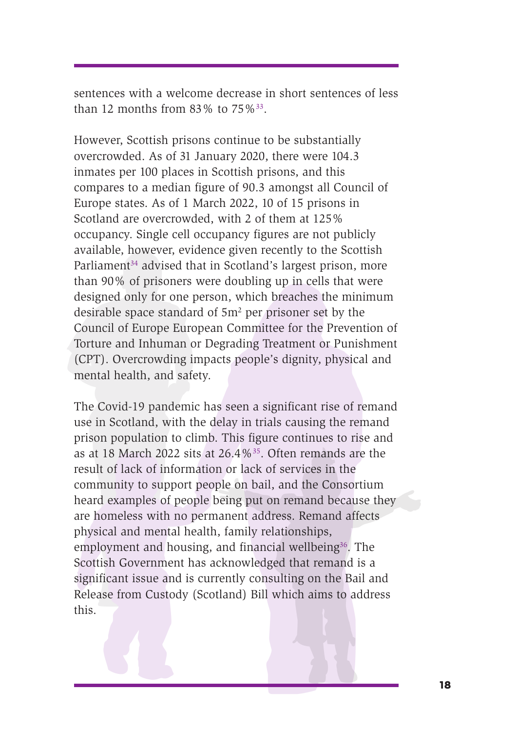sentences with a welcome decrease in short sentences of less than 12 months from 83% to 75%[33].

However, Scottish prisons continue to be substantially overcrowded. As of 31 January 2020, there were 104.3 inmates per 100 places in Scottish prisons, and this compares to a median figure of 90.3 amongst all Council of Europe states. As of 1 March 2022, 10 of 15 prisons in Scotland are overcrowded, with 2 of them at 125% occupancy. Single cell occupancy figures are not publicly available, however, evidence given recently to the Scottish Parliament[34] advised that in Scotland's largest prison, more than 90% of prisoners were doubling up in cells that were designed only for one person, which breaches the minimum desirable space standard of $5m^2$ per prisoner set by the Council of Europe European Committee for the Prevention of Torture and Inhuman or Degrading Treatment or Punishment (CPT). Overcrowding impacts people's dignity, physical and mental health, and safety.

The Covid-19 pandemic has seen a significant rise of remand use in Scotland, with the delay in trials causing the remand prison population to climb. This figure continues to rise and as at 18 March 2022 sits at 26.4%[35]. Often remands are the result of lack of information or lack of services in the community to support people on bail, and the Consortium heard examples of people being put on remand because they are homeless with no permanent address. Remand affects physical and mental health, family relationships, employment and housing, and financial wellbeing[36]. The Scottish Government has acknowledged that remand is a significant issue and is currently consulting on the Bail and Release from Custody (Scotland) Bill which aims to address this.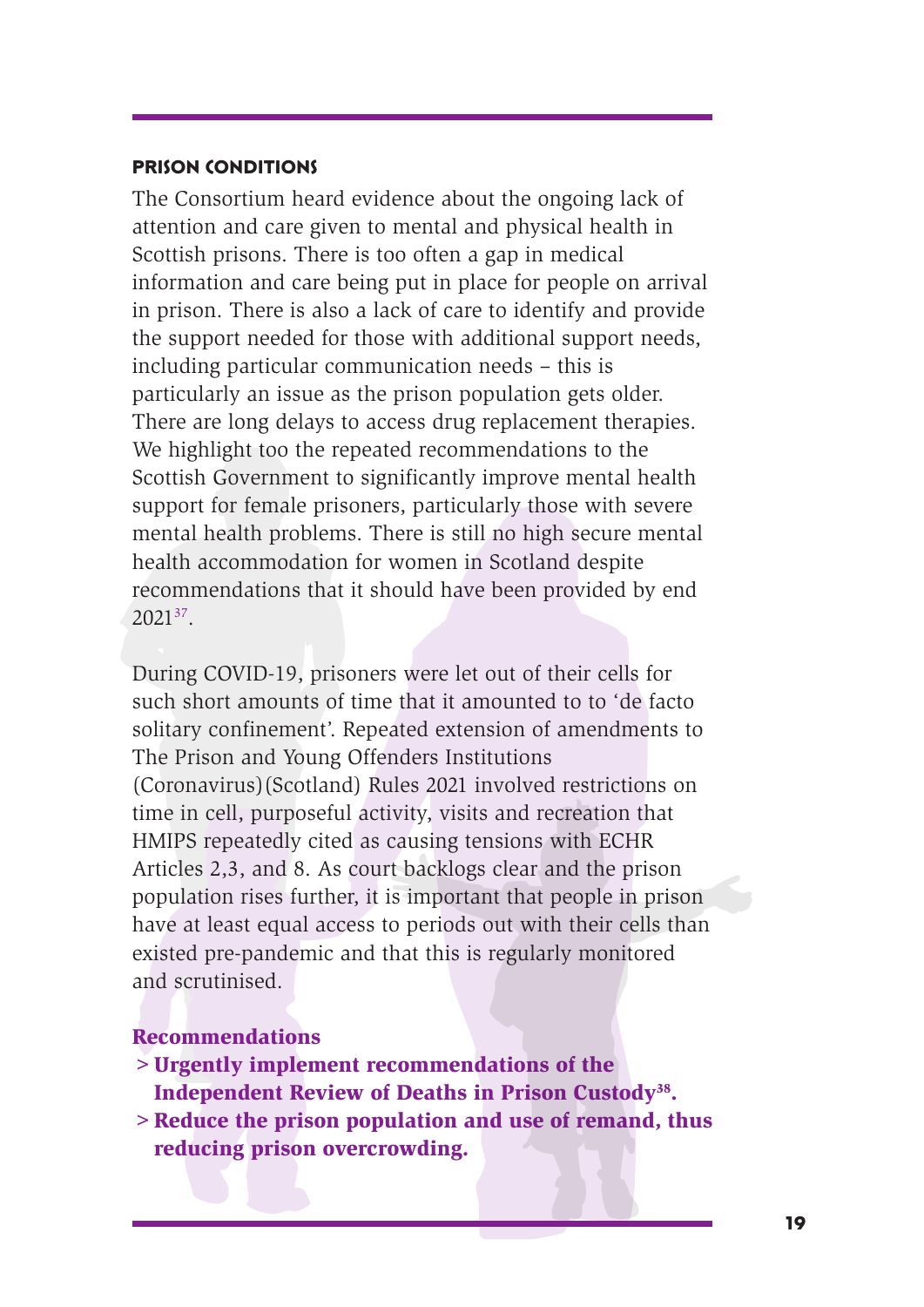## PRISON CONDITIONS

The Consortium heard evidence about the ongoing lack of attention and care given to mental and physical health in Scottish prisons. There is too often a gap in medical information and care being put in place for people on arrival in prison. There is also a lack of care to identify and provide the support needed for those with additional support needs, including particular communication needs – this is particularly an issue as the prison population gets older. There are long delays to access drug replacement therapies. We highlight too the repeated recommendations to the Scottish Government to significantly improve mental health support for female prisoners, particularly those with severe mental health problems. There is still no high secure mental health accommodation for women in Scotland despite recommendations that it should have been provided by end 2021[37].

During COVID-19, prisoners were let out of their cells for such short amounts of time that it amounted to to 'de facto solitary confinement'. Repeated extension of amendments to The Prison and Young Offenders Institutions (Coronavirus)(Scotland) Rules 2021 involved restrictions on time in cell, purposeful activity, visits and recreation that HMIPS repeatedly cited as causing tensions with ECHR Articles 2,3, and 8. As court backlogs clear and the prison population rises further, it is important that people in prison have at least equal access to periods out with their cells than existed pre-pandemic and that this is regularly monitored and scrutinised.

**Recommendations**

- **Urgently implement recommendations of the Independent Review of Deaths in Prison Custody[38].**
- **Reduce the prison population and use of remand, thus reducing prison overcrowding.**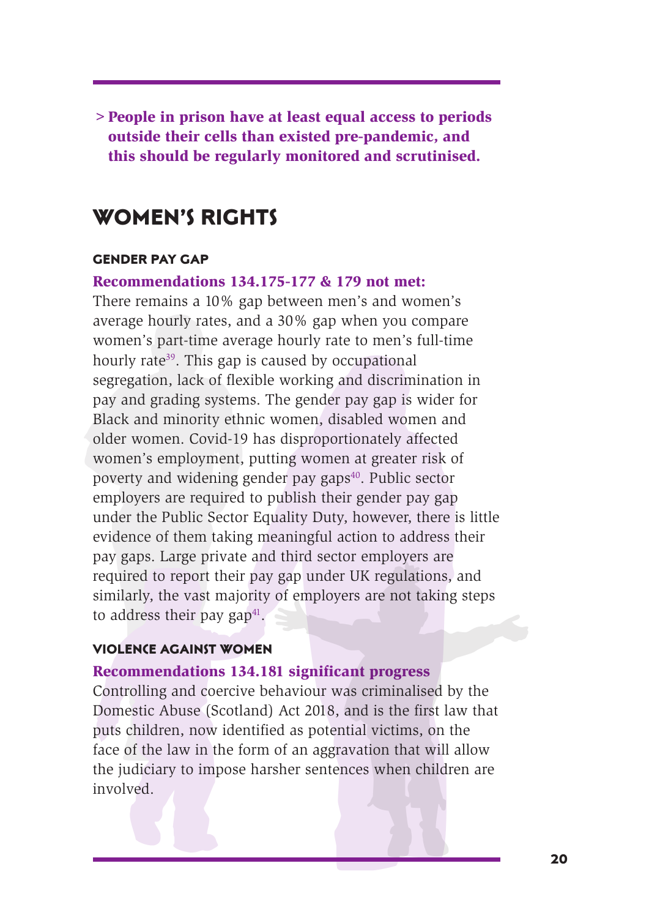> **People in prison have at least equal access to periods outside their cells than existed pre-pandemic, and this should be regularly monitored and scrutinised.**

## WOMEN'S RIGHTS

### GENDER PAY GAP

**Recommendations 134.175-177 & 179 not met:**

There remains a 10% gap between men's and women's average hourly rates, and a 30% gap when you compare women's part-time average hourly rate to men's full-time hourly rate[39]. This gap is caused by occupational segregation, lack of flexible working and discrimination in pay and grading systems. The gender pay gap is wider for Black and minority ethnic women, disabled women and older women. Covid-19 has disproportionately affected women's employment, putting women at greater risk of poverty and widening gender pay gaps[40]. Public sector employers are required to publish their gender pay gap under the Public Sector Equality Duty, however, there is little evidence of them taking meaningful action to address their pay gaps. Large private and third sector employers are required to report their pay gap under UK regulations, and similarly, the vast majority of employers are not taking steps to address their pay gap[41].

### VIOLENCE AGAINST WOMEN

**Recommendations 134.181 significant progress**

Controlling and coercive behaviour was criminalised by the Domestic Abuse (Scotland) Act 2018, and is the first law that puts children, now identified as potential victims, on the face of the law in the form of an aggravation that will allow the judiciary to impose harsher sentences when children are involved.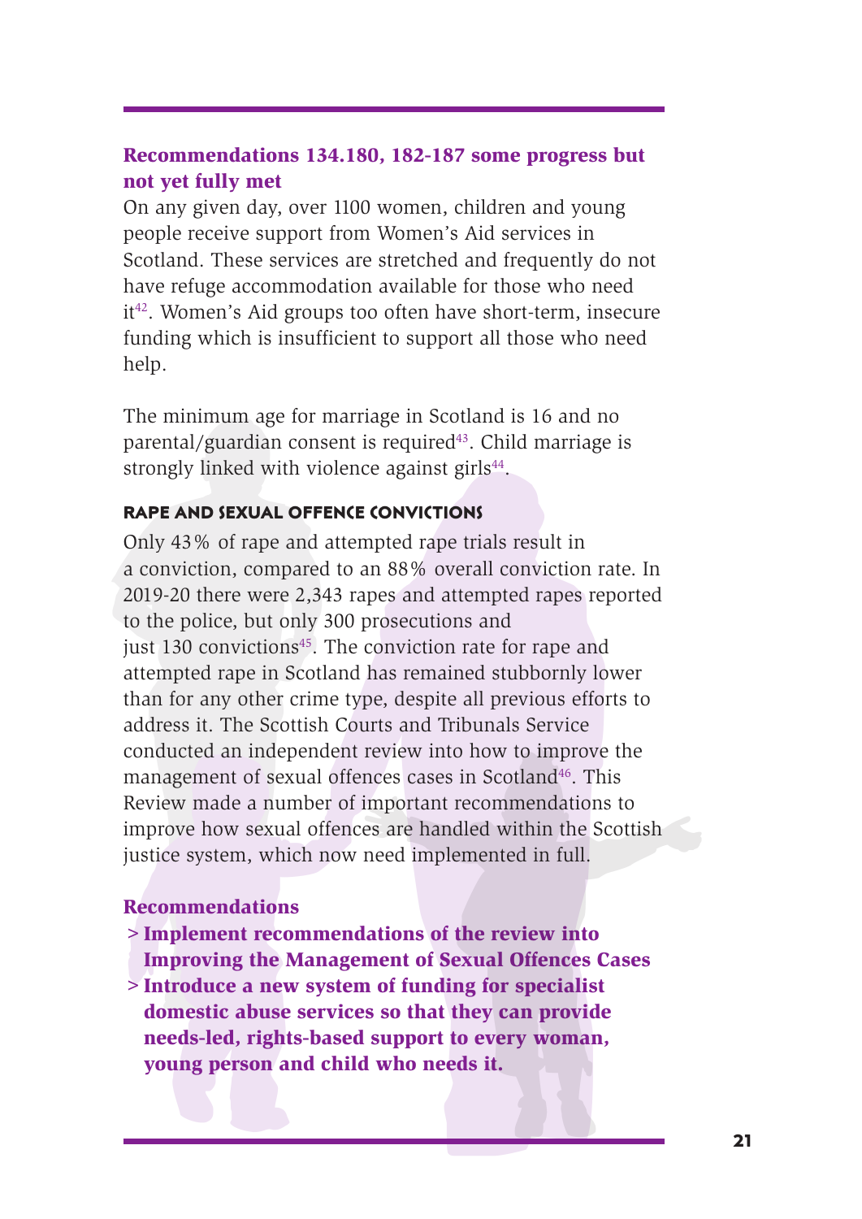## Recommendations 134.180, 182-187 some progress but not yet fully met

On any given day, over 1100 women, children and young people receive support from Women's Aid services in Scotland. These services are stretched and frequently do not have refuge accommodation available for those who need it[42]. Women's Aid groups too often have short-term, insecure funding which is insufficient to support all those who need help.

The minimum age for marriage in Scotland is 16 and no parental/guardian consent is required[43]. Child marriage is strongly linked with violence against girls[44].

### RAPE AND SEXUAL OFFENCE CONVICTIONS

Only 43% of rape and attempted rape trials result in a conviction, compared to an 88% overall conviction rate. In 2019-20 there were 2,343 rapes and attempted rapes reported to the police, but only 300 prosecutions and just 130 convictions[45]. The conviction rate for rape and attempted rape in Scotland has remained stubbornly lower than for any other crime type, despite all previous efforts to address it. The Scottish Courts and Tribunals Service conducted an independent review into how to improve the management of sexual offences cases in Scotland[46]. This Review made a number of important recommendations to improve how sexual offences are handled within the Scottish justice system, which now need implemented in full.

**Recommendations**

> **Implement recommendations of the review into Improving the Management of Sexual Offences Cases**

> **Introduce a new system of funding for specialist domestic abuse services so that they can provide needs-led, rights-based support to every woman, young person and child who needs it.**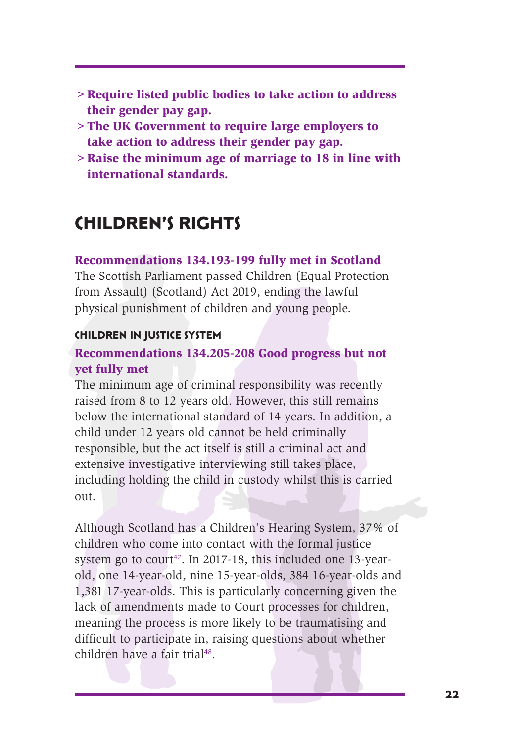- **Require listed public bodies to take action to address their gender pay gap.**
- **The UK Government to require large employers to take action to address their gender pay gap.**
- **Raise the minimum age of marriage to 18 in line with international standards.**

## CHILDREN'S RIGHTS

**Recommendations 134.193-199 fully met in Scotland**

The Scottish Parliament passed Children (Equal Protection from Assault) (Scotland) Act 2019, ending the lawful physical punishment of children and young people.

### CHILDREN IN JUSTICE SYSTEM

**Recommendations 134.205-208 Good progress but not yet fully met**

The minimum age of criminal responsibility was recently raised from 8 to 12 years old. However, this still remains below the international standard of 14 years. In addition, a child under 12 years old cannot be held criminally responsible, but the act itself is still a criminal act and extensive investigative interviewing still takes place, including holding the child in custody whilst this is carried out.

Although Scotland has a Children's Hearing System, 37% of children who come into contact with the formal justice system go to court[47]. In 2017-18, this included one 13-year-old, one 14-year-old, nine 15-year-olds, 384 16-year-olds and 1,381 17-year-olds. This is particularly concerning given the lack of amendments made to Court processes for children, meaning the process is more likely to be traumatising and difficult to participate in, raising questions about whether children have a fair trial[48].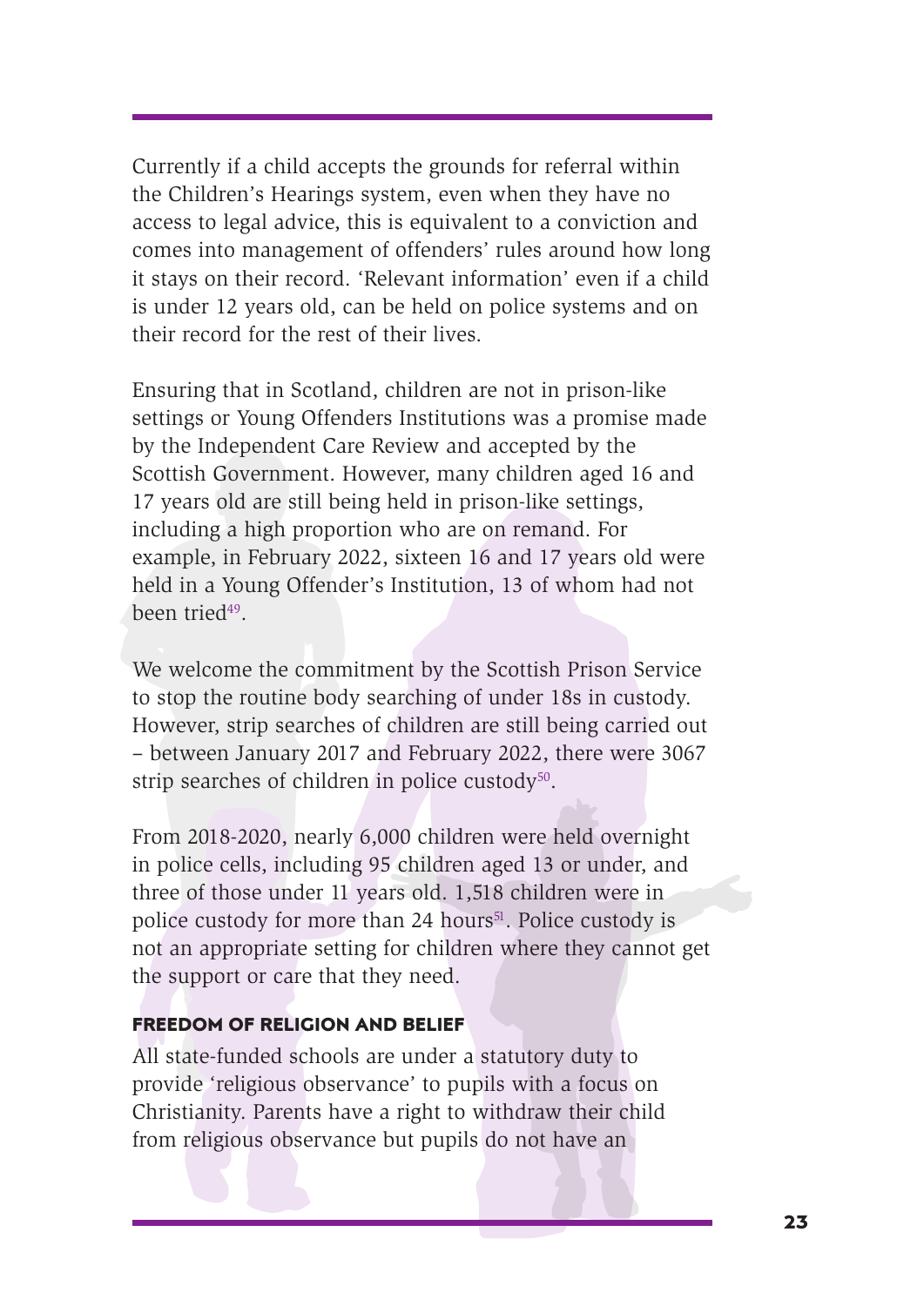Currently if a child accepts the grounds for referral within the Children's Hearings system, even when they have no access to legal advice, this is equivalent to a conviction and comes into management of offenders' rules around how long it stays on their record. 'Relevant information' even if a child is under 12 years old, can be held on police systems and on their record for the rest of their lives.

Ensuring that in Scotland, children are not in prison-like settings or Young Offenders Institutions was a promise made by the Independent Care Review and accepted by the Scottish Government. However, many children aged 16 and 17 years old are still being held in prison-like settings, including a high proportion who are on remand. For example, in February 2022, sixteen 16 and 17 years old were held in a Young Offender's Institution, 13 of whom had not been tried[49].

We welcome the commitment by the Scottish Prison Service to stop the routine body searching of under 18s in custody. However, strip searches of children are still being carried out – between January 2017 and February 2022, there were 3067 strip searches of children in police custody[50].

From 2018-2020, nearly 6,000 children were held overnight in police cells, including 95 children aged 13 or under, and three of those under 11 years old. 1,518 children were in police custody for more than 24 hours[51]. Police custody is not an appropriate setting for children where they cannot get the support or care that they need.

#### FREEDOM OF RELIGION AND BELIEF

All state-funded schools are under a statutory duty to provide 'religious observance' to pupils with a focus on Christianity. Parents have a right to withdraw their child from religious observance but pupils do not have an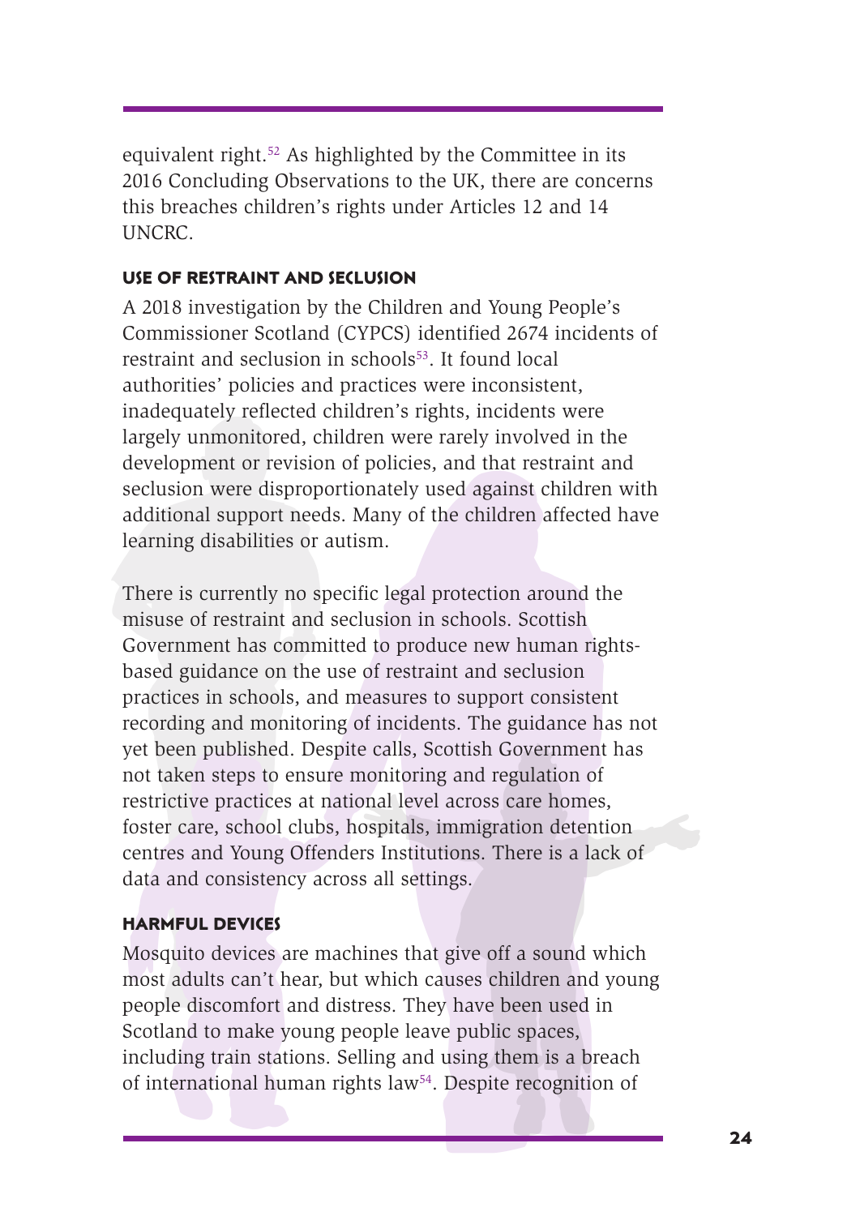equivalent right.[52] As highlighted by the Committee in its 2016 Concluding Observations to the UK, there are concerns this breaches children's rights under Articles 12 and 14 UNCRC.

### USE OF RESTRAINT AND SECLUSION

A 2018 investigation by the Children and Young People's Commissioner Scotland (CYPCS) identified 2674 incidents of restraint and seclusion in schools[53]. It found local authorities' policies and practices were inconsistent, inadequately reflected children's rights, incidents were largely unmonitored, children were rarely involved in the development or revision of policies, and that restraint and seclusion were disproportionately used against children with additional support needs. Many of the children affected have learning disabilities or autism.

There is currently no specific legal protection around the misuse of restraint and seclusion in schools. Scottish Government has committed to produce new human rights-based guidance on the use of restraint and seclusion practices in schools, and measures to support consistent recording and monitoring of incidents. The guidance has not yet been published. Despite calls, Scottish Government has not taken steps to ensure monitoring and regulation of restrictive practices at national level across care homes, foster care, school clubs, hospitals, immigration detention centres and Young Offenders Institutions. There is a lack of data and consistency across all settings.

### HARMFUL DEVICES

Mosquito devices are machines that give off a sound which most adults can't hear, but which causes children and young people discomfort and distress. They have been used in Scotland to make young people leave public spaces, including train stations. Selling and using them is a breach of international human rights law[54]. Despite recognition of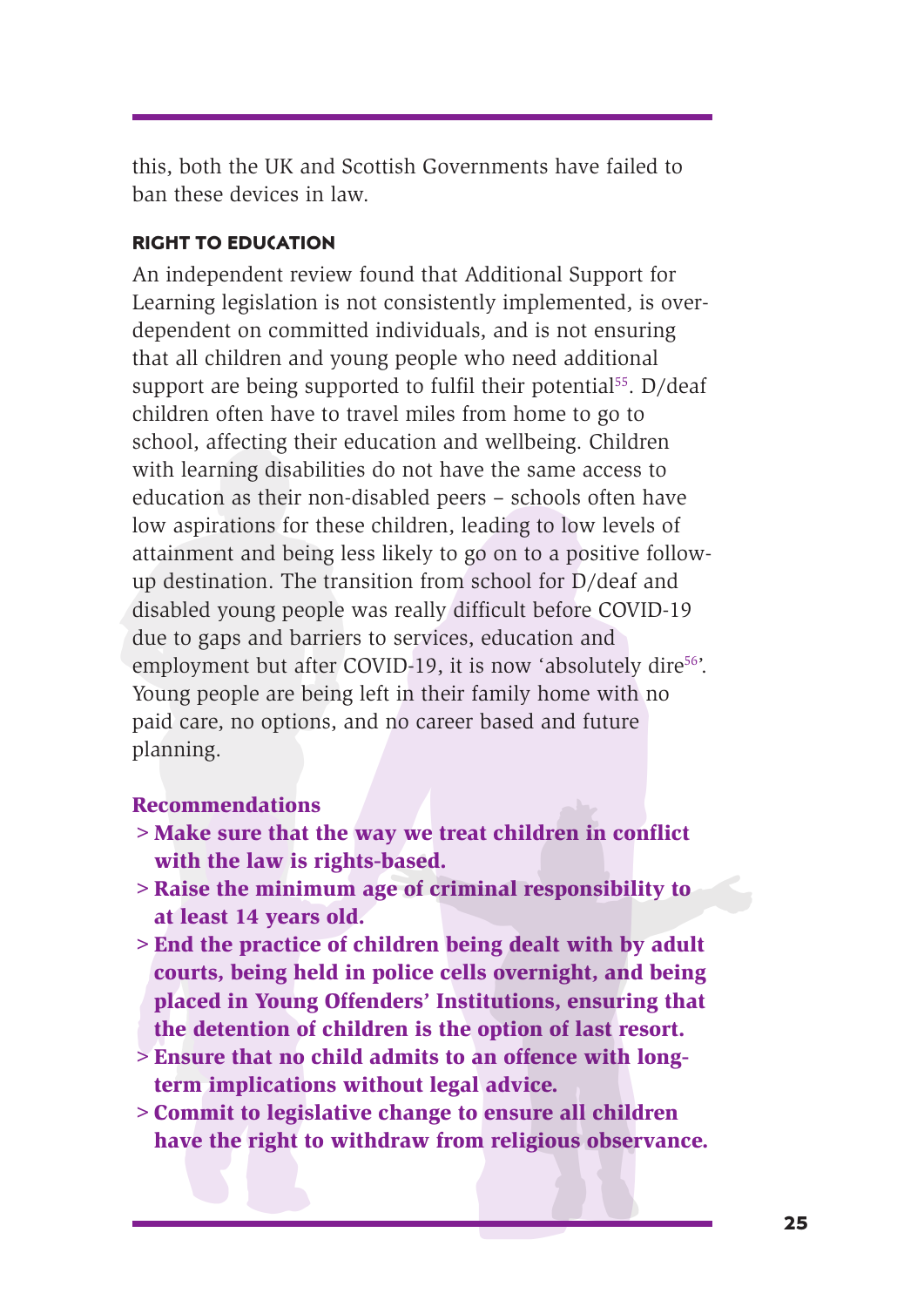this, both the UK and Scottish Governments have failed to ban these devices in law.

### RIGHT TO EDUCATION

An independent review found that Additional Support for Learning legislation is not consistently implemented, is over-dependent on committed individuals, and is not ensuring that all children and young people who need additional support are being supported to fulfil their potential[55]. D/deaf children often have to travel miles from home to go to school, affecting their education and wellbeing. Children with learning disabilities do not have the same access to education as their non-disabled peers – schools often have low aspirations for these children, leading to low levels of attainment and being less likely to go on to a positive follow-up destination. The transition from school for D/deaf and disabled young people was really difficult before COVID-19 due to gaps and barriers to services, education and employment but after COVID-19, it is now 'absolutely dire[56]'. Young people are being left in their family home with no paid care, no options, and no career based and future planning.

**Recommendations**

- **Make sure that the way we treat children in conflict with the law is rights-based.**
- **Raise the minimum age of criminal responsibility to at least 14 years old.**
- **End the practice of children being dealt with by adult courts, being held in police cells overnight, and being placed in Young Offenders' Institutions, ensuring that the detention of children is the option of last resort.**
- **Ensure that no child admits to an offence with long-term implications without legal advice.**
- **Commit to legislative change to ensure all children have the right to withdraw from religious observance.**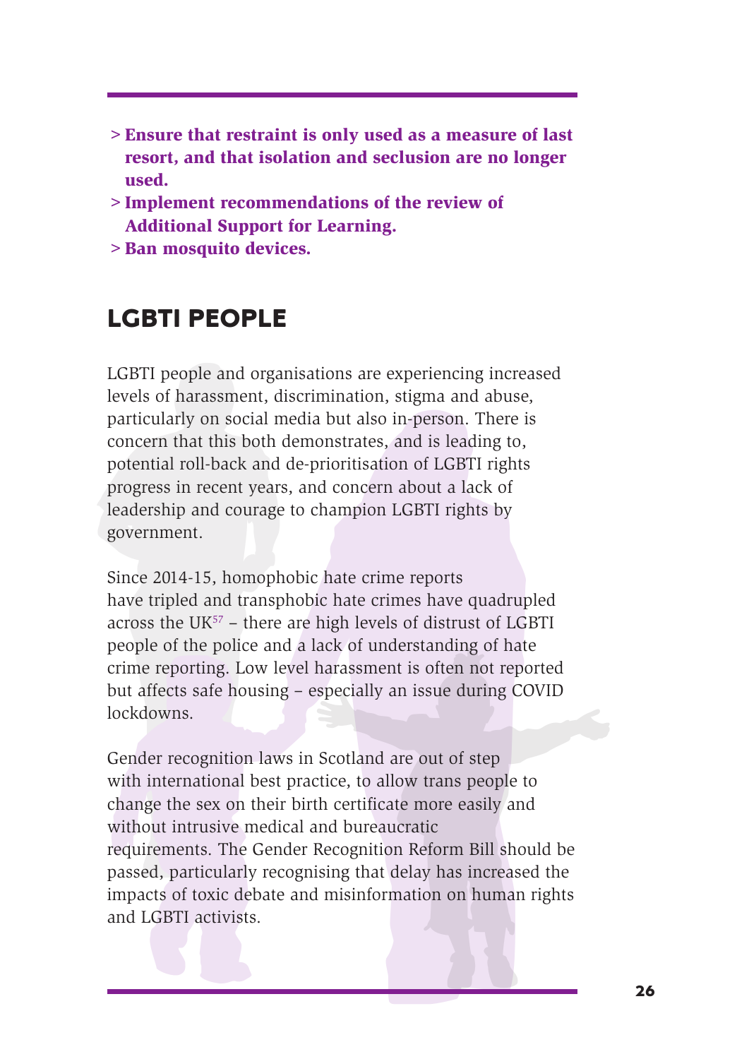- **Ensure that restraint is only used as a measure of last resort, and that isolation and seclusion are no longer used.**
- **Implement recommendations of the review of Additional Support for Learning.**
- **Ban mosquito devices.**

## LGBTI PEOPLE

LGBTI people and organisations are experiencing increased levels of harassment, discrimination, stigma and abuse, particularly on social media but also in-person. There is concern that this both demonstrates, and is leading to, potential roll-back and de-prioritisation of LGBTI rights progress in recent years, and concern about a lack of leadership and courage to champion LGBTI rights by government.

Since 2014-15, homophobic hate crime reports have tripled and transphobic hate crimes have quadrupled across the UK[57] – there are high levels of distrust of LGBTI people of the police and a lack of understanding of hate crime reporting. Low level harassment is often not reported but affects safe housing – especially an issue during COVID lockdowns.

Gender recognition laws in Scotland are out of step with international best practice, to allow trans people to change the sex on their birth certificate more easily and without intrusive medical and bureaucratic requirements. The Gender Recognition Reform Bill should be passed, particularly recognising that delay has increased the impacts of toxic debate and misinformation on human rights and LGBTI activists.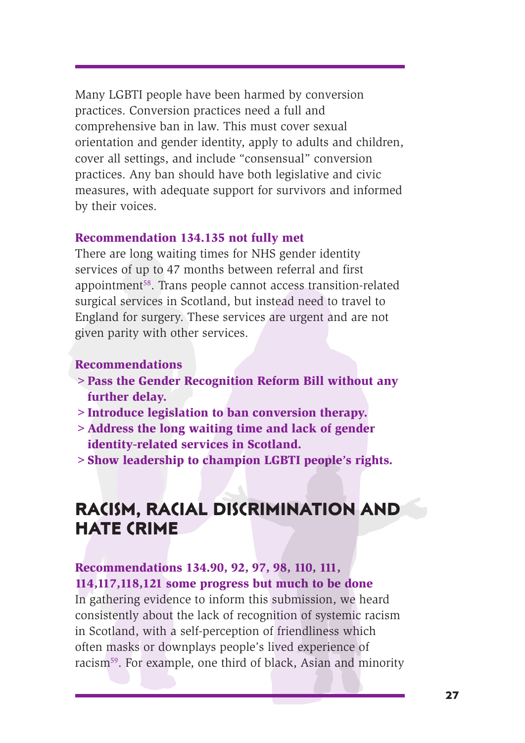Many LGBTI people have been harmed by conversion practices. Conversion practices need a full and comprehensive ban in law. This must cover sexual orientation and gender identity, apply to adults and children, cover all settings, and include “consensual” conversion practices. Any ban should have both legislative and civic measures, with adequate support for survivors and informed by their voices.

**Recommendation 134.135 not fully met**

There are long waiting times for NHS gender identity services of up to 47 months between referral and first appointment[58]. Trans people cannot access transition-related surgical services in Scotland, but instead need to travel to England for surgery. These services are urgent and are not given parity with other services.

**Recommendations**

- **Pass the Gender Recognition Reform Bill without any further delay.**
- **Introduce legislation to ban conversion therapy.**
- **Address the long waiting time and lack of gender identity-related services in Scotland.**
- **Show leadership to champion LGBTI people’s rights.**

## RACISM, RACIAL DISCRIMINATION AND HATE CRIME

**Recommendations 134.90, 92, 97, 98, 110, 111, 114,117,118,121 some progress but much to be done**

In gathering evidence to inform this submission, we heard consistently about the lack of recognition of systemic racism in Scotland, with a self-perception of friendliness which often masks or downplays people’s lived experience of racism[59]. For example, one third of black, Asian and minority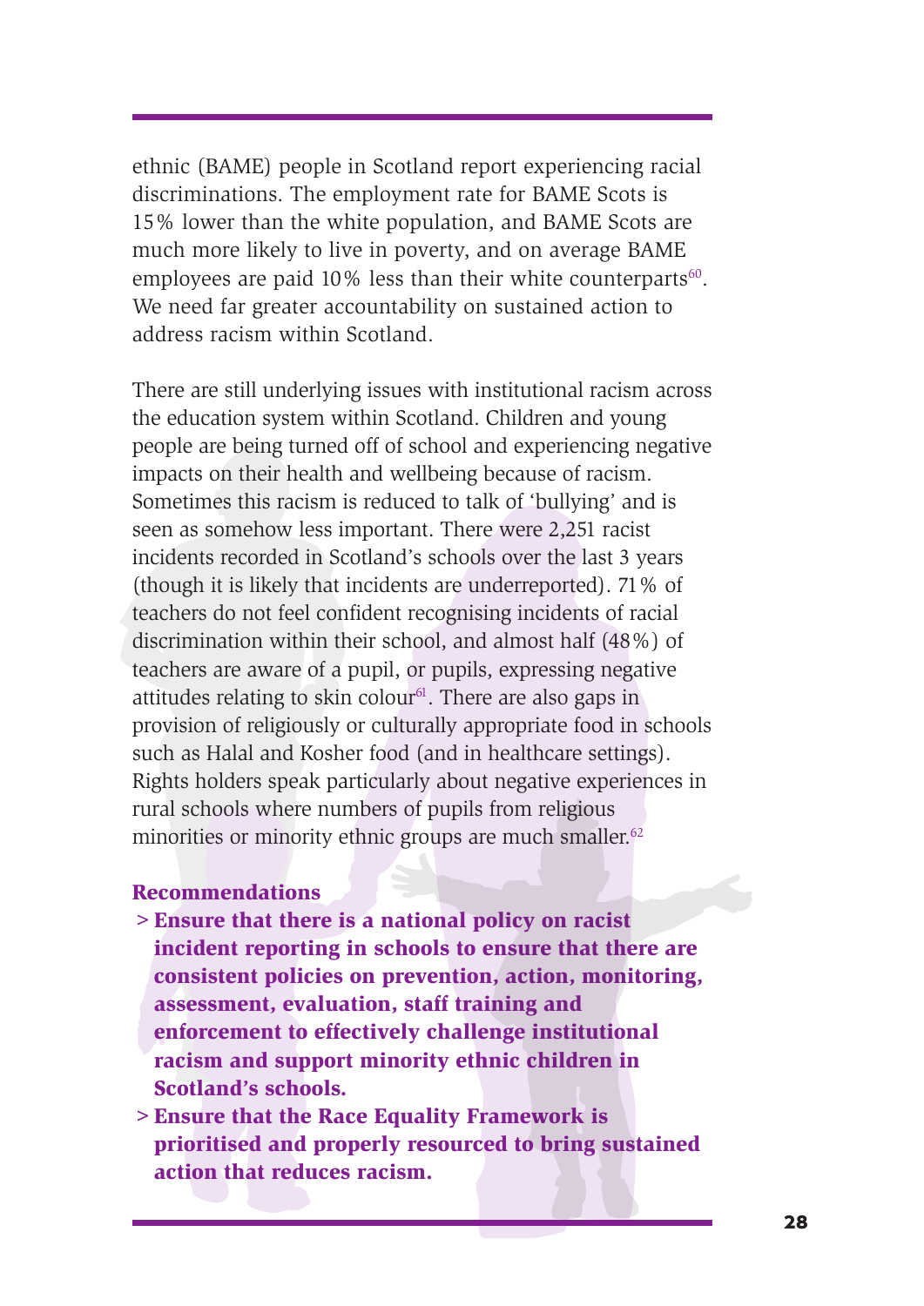ethnic (BAME) people in Scotland report experiencing racial discriminations. The employment rate for BAME Scots is 15% lower than the white population, and BAME Scots are much more likely to live in poverty, and on average BAME employees are paid 10% less than their white counterparts[60]. We need far greater accountability on sustained action to address racism within Scotland.

There are still underlying issues with institutional racism across the education system within Scotland. Children and young people are being turned off of school and experiencing negative impacts on their health and wellbeing because of racism. Sometimes this racism is reduced to talk of 'bullying' and is seen as somehow less important. There were 2,251 racist incidents recorded in Scotland's schools over the last 3 years (though it is likely that incidents are underreported). 71% of teachers do not feel confident recognising incidents of racial discrimination within their school, and almost half (48%) of teachers are aware of a pupil, or pupils, expressing negative attitudes relating to skin colour[61]. There are also gaps in provision of religiously or culturally appropriate food in schools such as Halal and Kosher food (and in healthcare settings). Rights holders speak particularly about negative experiences in rural schools where numbers of pupils from religious minorities or minority ethnic groups are much smaller.[62]

**Recommendations**

> **Ensure that there is a national policy on racist incident reporting in schools to ensure that there are consistent policies on prevention, action, monitoring, assessment, evaluation, staff training and enforcement to effectively challenge institutional racism and support minority ethnic children in Scotland's schools.**

> **Ensure that the Race Equality Framework is prioritised and properly resourced to bring sustained action that reduces racism.**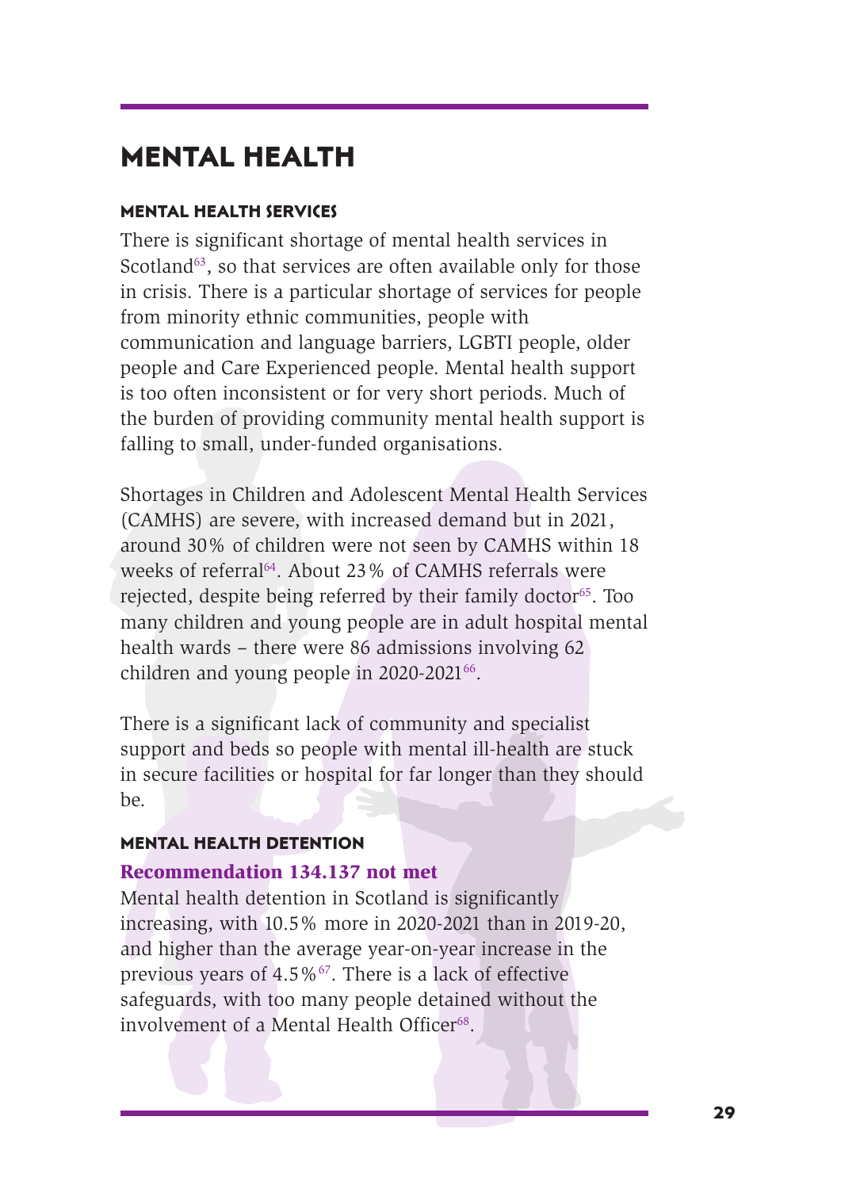# MENTAL HEALTH

### MENTAL HEALTH SERVICES

There is significant shortage of mental health services in Scotland[63], so that services are often available only for those in crisis. There is a particular shortage of services for people from minority ethnic communities, people with communication and language barriers, LGBTI people, older people and Care Experienced people. Mental health support is too often inconsistent or for very short periods. Much of the burden of providing community mental health support is falling to small, under-funded organisations.

Shortages in Children and Adolescent Mental Health Services (CAMHS) are severe, with increased demand but in 2021, around 30% of children were not seen by CAMHS within 18 weeks of referral[64]. About 23% of CAMHS referrals were rejected, despite being referred by their family doctor[65]. Too many children and young people are in adult hospital mental health wards – there were 86 admissions involving 62 children and young people in 2020-2021[66].

There is a significant lack of community and specialist support and beds so people with mental ill-health are stuck in secure facilities or hospital for far longer than they should be.

### MENTAL HEALTH DETENTION

**Recommendation 134.137 not met**

Mental health detention in Scotland is significantly increasing, with 10.5% more in 2020-2021 than in 2019-20, and higher than the average year-on-year increase in the previous years of 4.5%[67]. There is a lack of effective safeguards, with too many people detained without the involvement of a Mental Health Officer[68].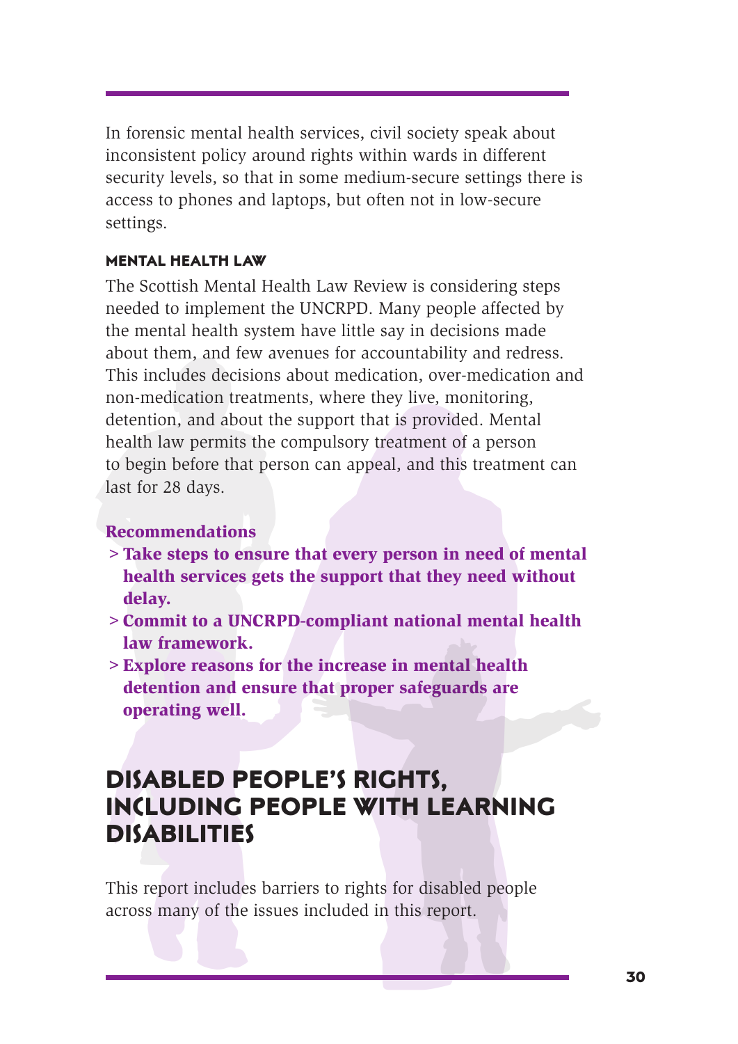In forensic mental health services, civil society speak about inconsistent policy around rights within wards in different security levels, so that in some medium-secure settings there is access to phones and laptops, but often not in low-secure settings.

### MENTAL HEALTH LAW

The Scottish Mental Health Law Review is considering steps needed to implement the UNCRPD. Many people affected by the mental health system have little say in decisions made about them, and few avenues for accountability and redress. This includes decisions about medication, over-medication and non-medication treatments, where they live, monitoring, detention, and about the support that is provided. Mental health law permits the compulsory treatment of a person to begin before that person can appeal, and this treatment can last for 28 days.

**Recommendations**

> **Take steps to ensure that every person in need of mental health services gets the support that they need without delay.**

> **Commit to a UNCRPD-compliant national mental health law framework.**

> **Explore reasons for the increase in mental health detention and ensure that proper safeguards are operating well.**

## DISABLED PEOPLE'S RIGHTS, INCLUDING PEOPLE WITH LEARNING DISABILITIES

This report includes barriers to rights for disabled people across many of the issues included in this report.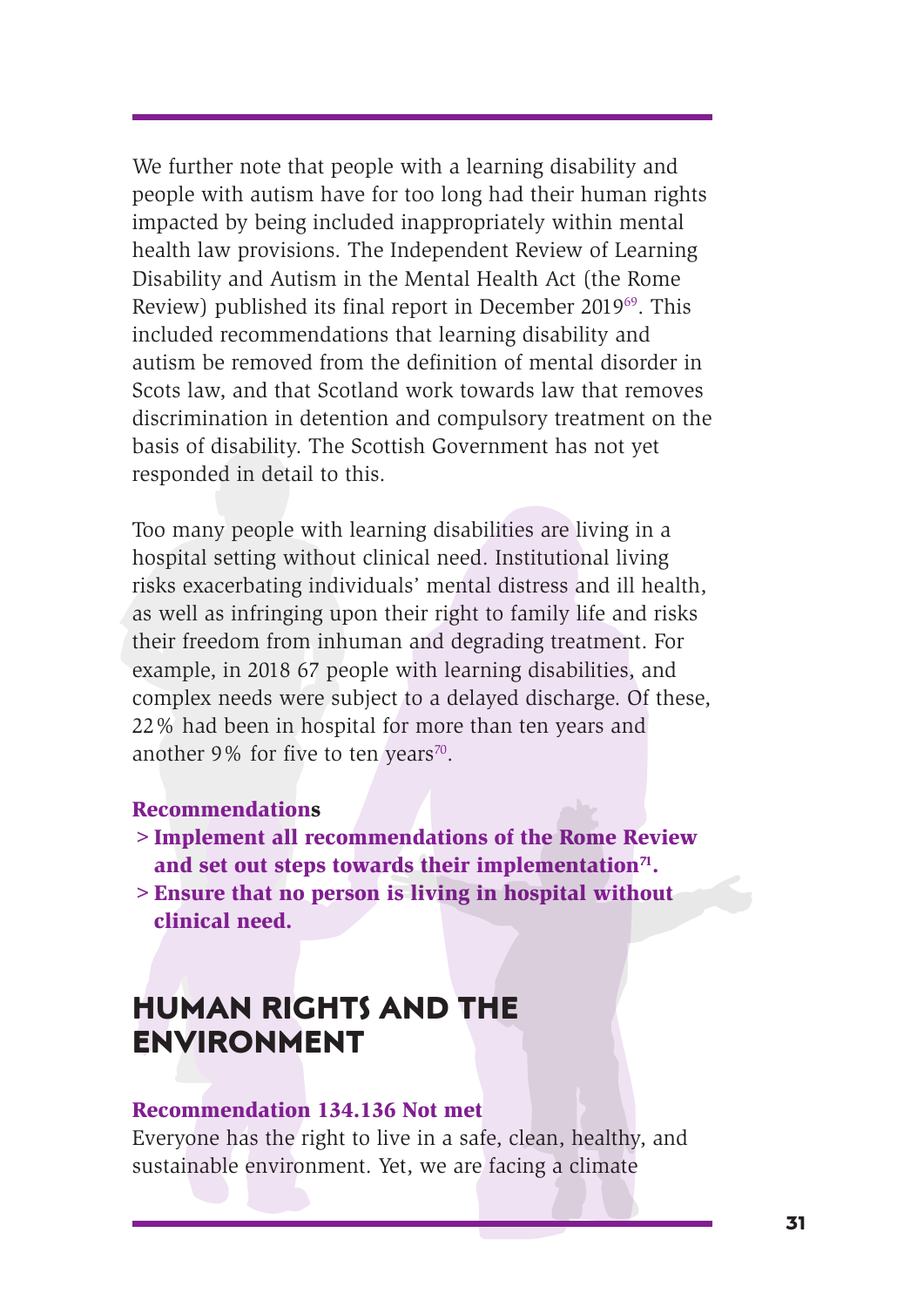We further note that people with a learning disability and people with autism have for too long had their human rights impacted by being included inappropriately within mental health law provisions. The Independent Review of Learning Disability and Autism in the Mental Health Act (the Rome Review) published its final report in December 2019[69]. This included recommendations that learning disability and autism be removed from the definition of mental disorder in Scots law, and that Scotland work towards law that removes discrimination in detention and compulsory treatment on the basis of disability. The Scottish Government has not yet responded in detail to this.

Too many people with learning disabilities are living in a hospital setting without clinical need. Institutional living risks exacerbating individuals' mental distress and ill health, as well as infringing upon their right to family life and risks their freedom from inhuman and degrading treatment. For example, in 2018 67 people with learning disabilities, and complex needs were subject to a delayed discharge. Of these, 22% had been in hospital for more than ten years and another 9% for five to ten years[70].

**Recommendations**

- **Implement all recommendations of the Rome Review and set out steps towards their implementation[71].**
- **Ensure that no person is living in hospital without clinical need.**

## HUMAN RIGHTS AND THE ENVIRONMENT

**Recommendation 134.136 Not met**

Everyone has the right to live in a safe, clean, healthy, and sustainable environment. Yet, we are facing a climate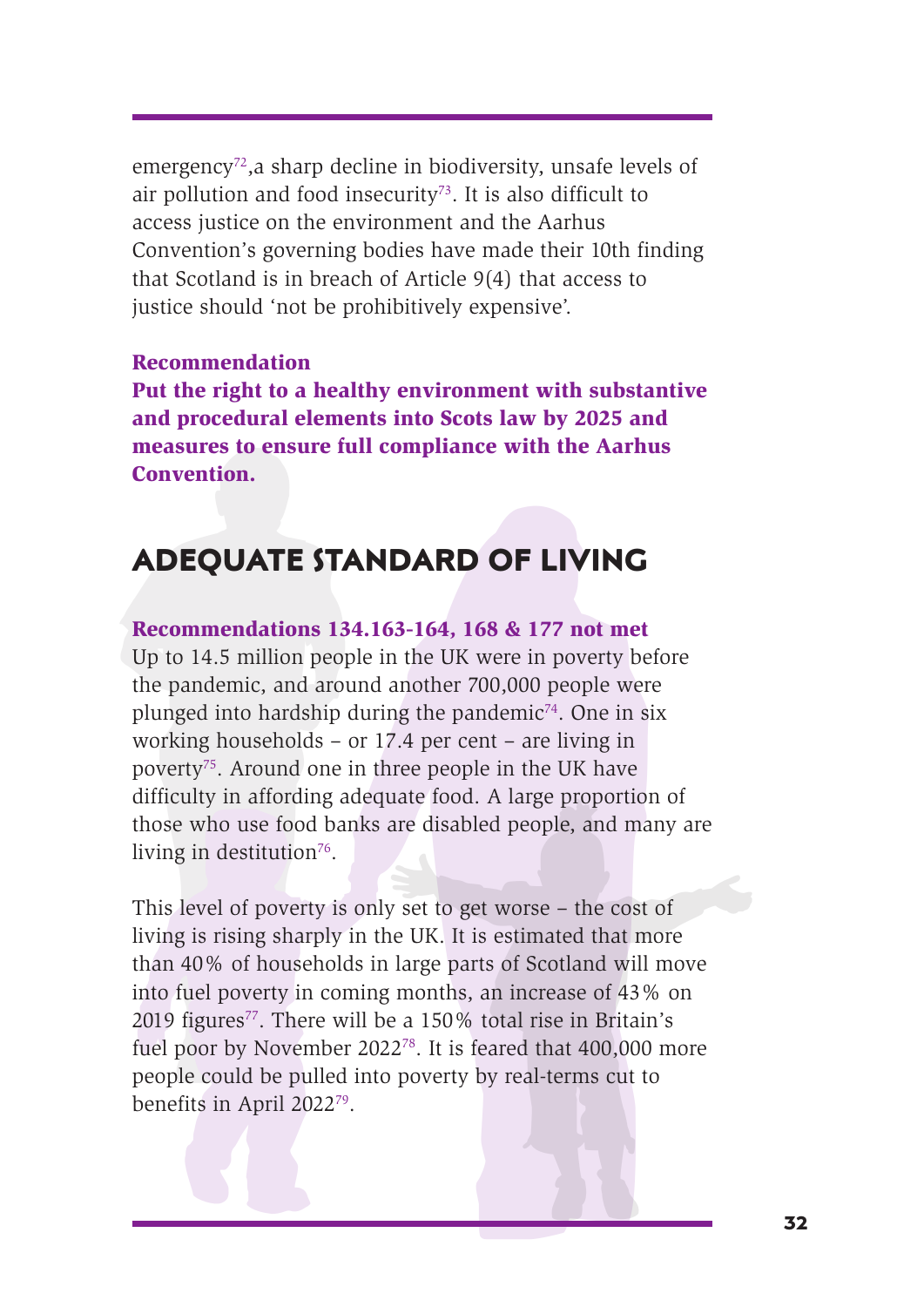emergency[72],a sharp decline in biodiversity, unsafe levels of air pollution and food insecurity[73]. It is also difficult to access justice on the environment and the Aarhus Convention's governing bodies have made their 10th finding that Scotland is in breach of Article 9(4) that access to justice should 'not be prohibitively expensive'.

**Recommendation**
**Put the right to a healthy environment with substantive and procedural elements into Scots law by 2025 and measures to ensure full compliance with the Aarhus Convention.**

## ADEQUATE STANDARD OF LIVING

**Recommendations 134.163-164, 168 & 177 not met**

Up to 14.5 million people in the UK were in poverty before the pandemic, and around another 700,000 people were plunged into hardship during the pandemic[74]. One in six working households – or 17.4 per cent – are living in poverty[75]. Around one in three people in the UK have difficulty in affording adequate food. A large proportion of those who use food banks are disabled people, and many are living in destitution[76].

This level of poverty is only set to get worse – the cost of living is rising sharply in the UK. It is estimated that more than 40% of households in large parts of Scotland will move into fuel poverty in coming months, an increase of 43% on 2019 figures[77]. There will be a 150% total rise in Britain's fuel poor by November 2022[78]. It is feared that 400,000 more people could be pulled into poverty by real-terms cut to benefits in April 2022[79].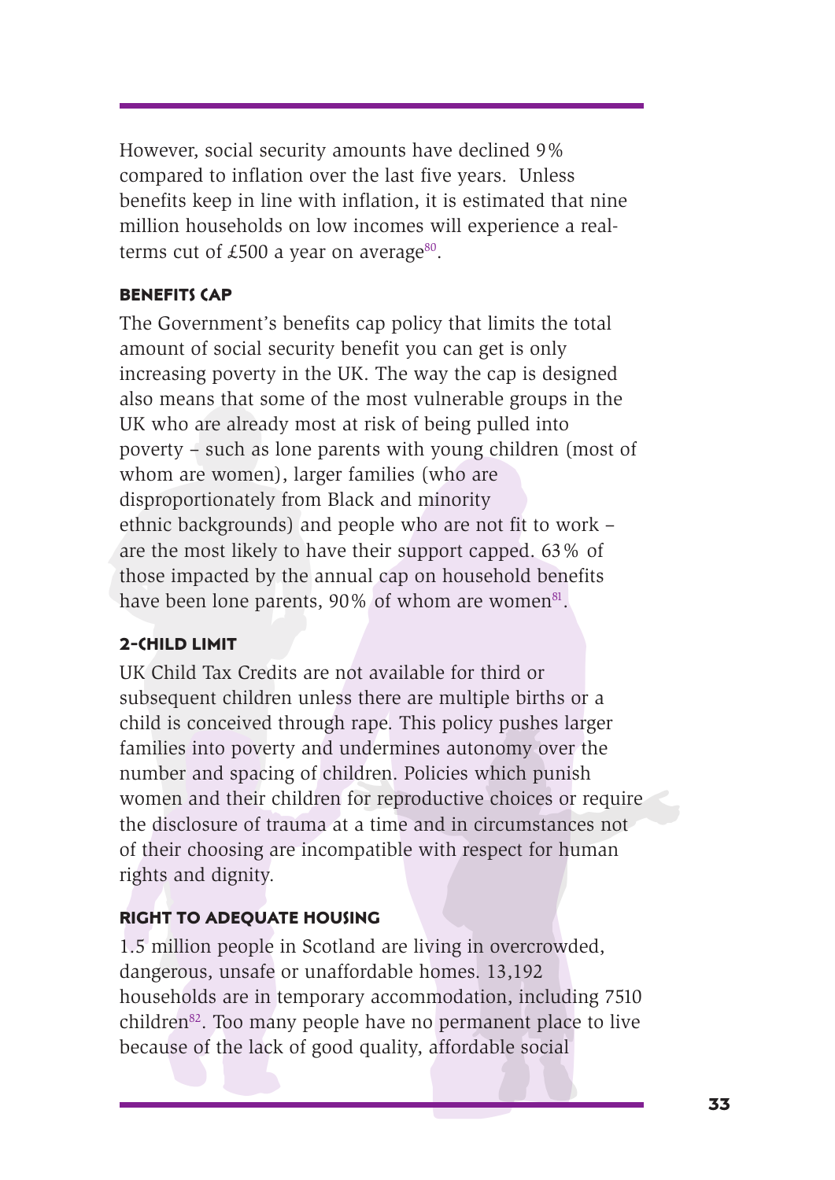However, social security amounts have declined 9% compared to inflation over the last five years. Unless benefits keep in line with inflation, it is estimated that nine million households on low incomes will experience a real-terms cut of £500 a year on average[80].

### BENEFITS CAP

The Government's benefits cap policy that limits the total amount of social security benefit you can get is only increasing poverty in the UK. The way the cap is designed also means that some of the most vulnerable groups in the UK who are already most at risk of being pulled into poverty – such as lone parents with young children (most of whom are women), larger families (who are disproportionately from Black and minority ethnic backgrounds) and people who are not fit to work – are the most likely to have their support capped. 63% of those impacted by the annual cap on household benefits have been lone parents, 90% of whom are women[81].

### 2-CHILD LIMIT

UK Child Tax Credits are not available for third or subsequent children unless there are multiple births or a child is conceived through rape. This policy pushes larger families into poverty and undermines autonomy over the number and spacing of children. Policies which punish women and their children for reproductive choices or require the disclosure of trauma at a time and in circumstances not of their choosing are incompatible with respect for human rights and dignity.

### RIGHT TO ADEQUATE HOUSING

1.5 million people in Scotland are living in overcrowded, dangerous, unsafe or unaffordable homes. 13,192 households are in temporary accommodation, including 7510 children[82]. Too many people have no permanent place to live because of the lack of good quality, affordable social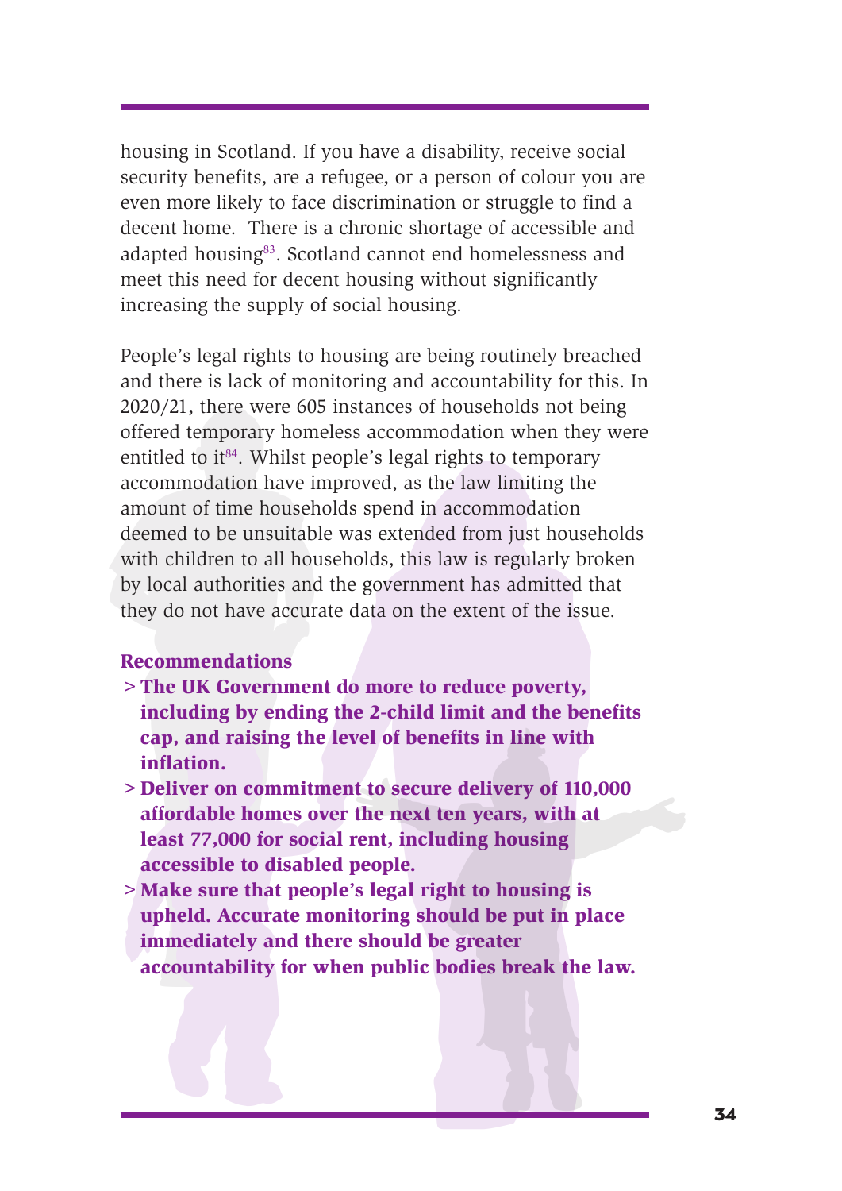housing in Scotland. If you have a disability, receive social security benefits, are a refugee, or a person of colour you are even more likely to face discrimination or struggle to find a decent home. There is a chronic shortage of accessible and adapted housing[83]. Scotland cannot end homelessness and meet this need for decent housing without significantly increasing the supply of social housing.

People's legal rights to housing are being routinely breached and there is lack of monitoring and accountability for this. In 2020/21, there were 605 instances of households not being offered temporary homeless accommodation when they were entitled to it[84]. Whilst people's legal rights to temporary accommodation have improved, as the law limiting the amount of time households spend in accommodation deemed to be unsuitable was extended from just households with children to all households, this law is regularly broken by local authorities and the government has admitted that they do not have accurate data on the extent of the issue.

**Recommendations**

- **The UK Government do more to reduce poverty, including by ending the 2-child limit and the benefits cap, and raising the level of benefits in line with inflation.**
- **Deliver on commitment to secure delivery of 110,000 affordable homes over the next ten years, with at least 77,000 for social rent, including housing accessible to disabled people.**
- **Make sure that people's legal right to housing is upheld. Accurate monitoring should be put in place immediately and there should be greater accountability for when public bodies break the law.**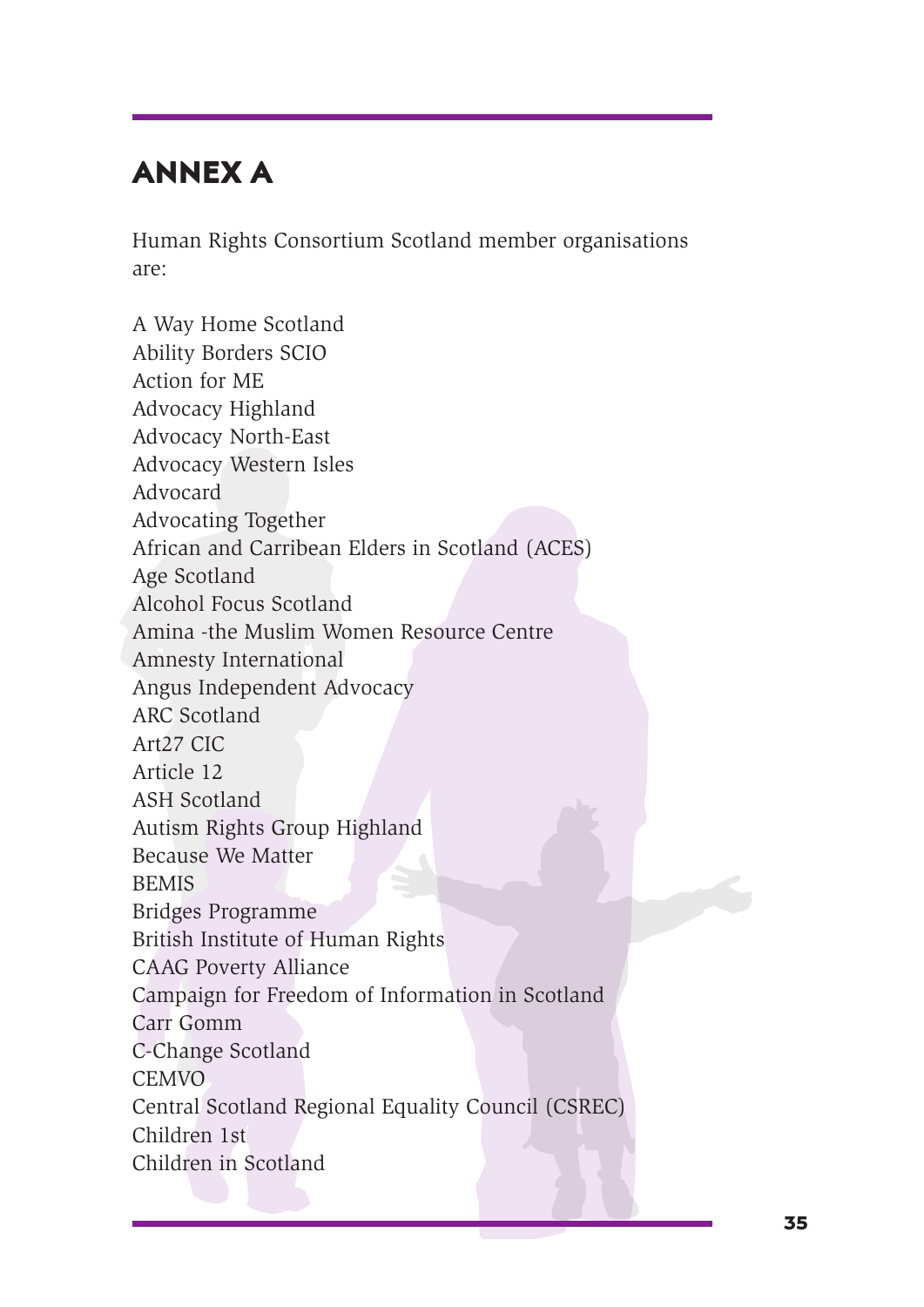# ANNEX A

Human Rights Consortium Scotland member organisations are:

A Way Home Scotland
Ability Borders SCIO
Action for ME
Advocacy Highland
Advocacy North-East
Advocacy Western Isles
Advocard
Advocating Together
African and Carribean Elders in Scotland (ACES)
Age Scotland
Alcohol Focus Scotland
Amina -the Muslim Women Resource Centre
Amnesty International
Angus Independent Advocacy
ARC Scotland
Art27 CIC
Article 12
ASH Scotland
Autism Rights Group Highland
Because We Matter
BEMIS
Bridges Programme
British Institute of Human Rights
CAAG Poverty Alliance
Campaign for Freedom of Information in Scotland
Carr Gomm
C-Change Scotland
CEMVO
Central Scotland Regional Equality Council (CSREC)
Children 1st
Children in Scotland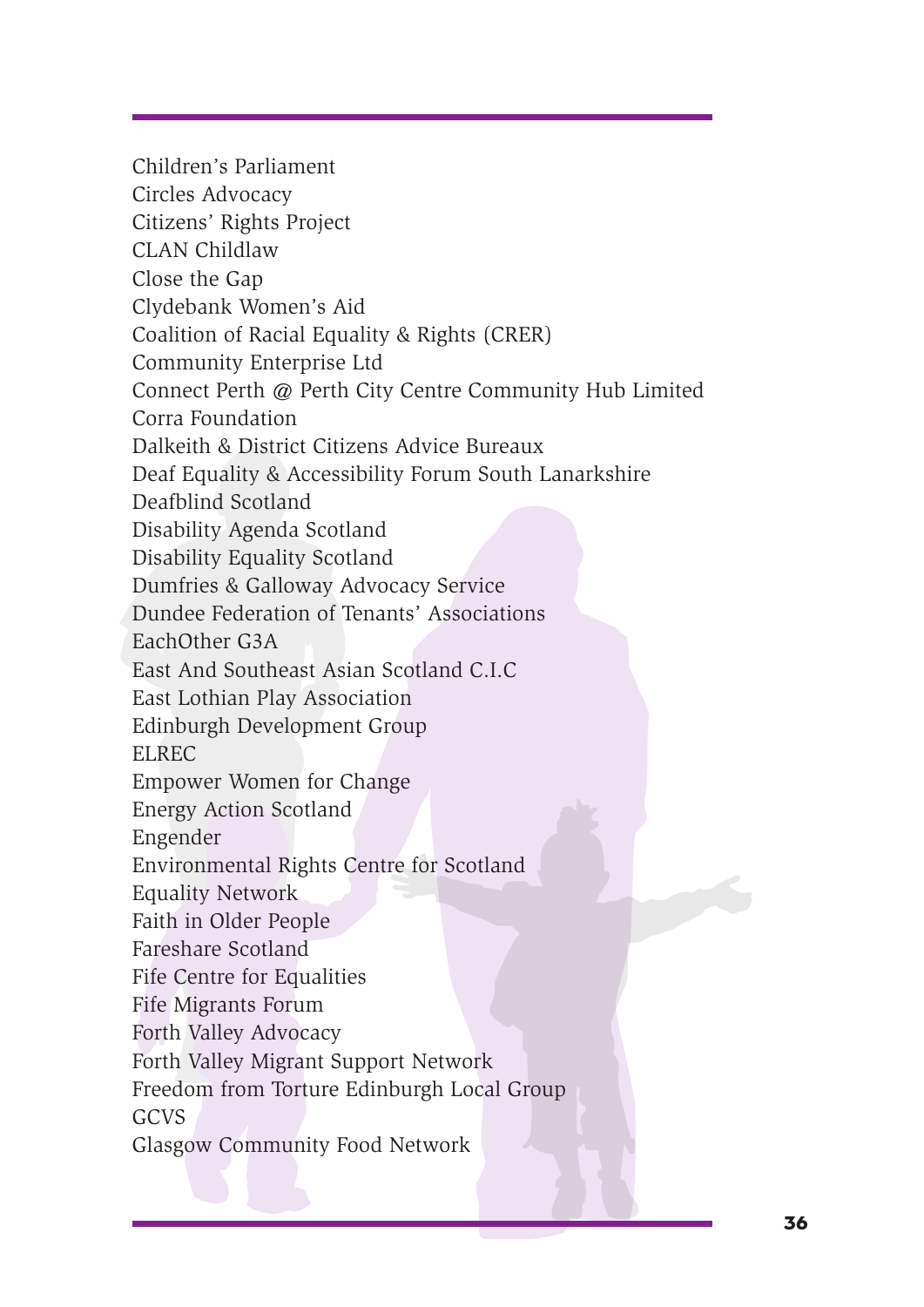Children's Parliament
Circles Advocacy
Citizens' Rights Project
CLAN Childlaw
Close the Gap
Clydebank Women's Aid
Coalition of Racial Equality & Rights (CRER)
Community Enterprise Ltd
Connect Perth @ Perth City Centre Community Hub Limited
Corra Foundation
Dalkeith & District Citizens Advice Bureaux
Deaf Equality & Accessibility Forum South Lanarkshire
Deafblind Scotland
Disability Agenda Scotland
Disability Equality Scotland
Dumfries & Galloway Advocacy Service
Dundee Federation of Tenants' Associations
EachOther G3A
East And Southeast Asian Scotland C.I.C
East Lothian Play Association
Edinburgh Development Group
ELREC
Empower Women for Change
Energy Action Scotland
Engender
Environmental Rights Centre for Scotland
Equality Network
Faith in Older People
Fareshare Scotland
Fife Centre for Equalities
Fife Migrants Forum
Forth Valley Advocacy
Forth Valley Migrant Support Network
Freedom from Torture Edinburgh Local Group
GCVS
Glasgow Community Food Network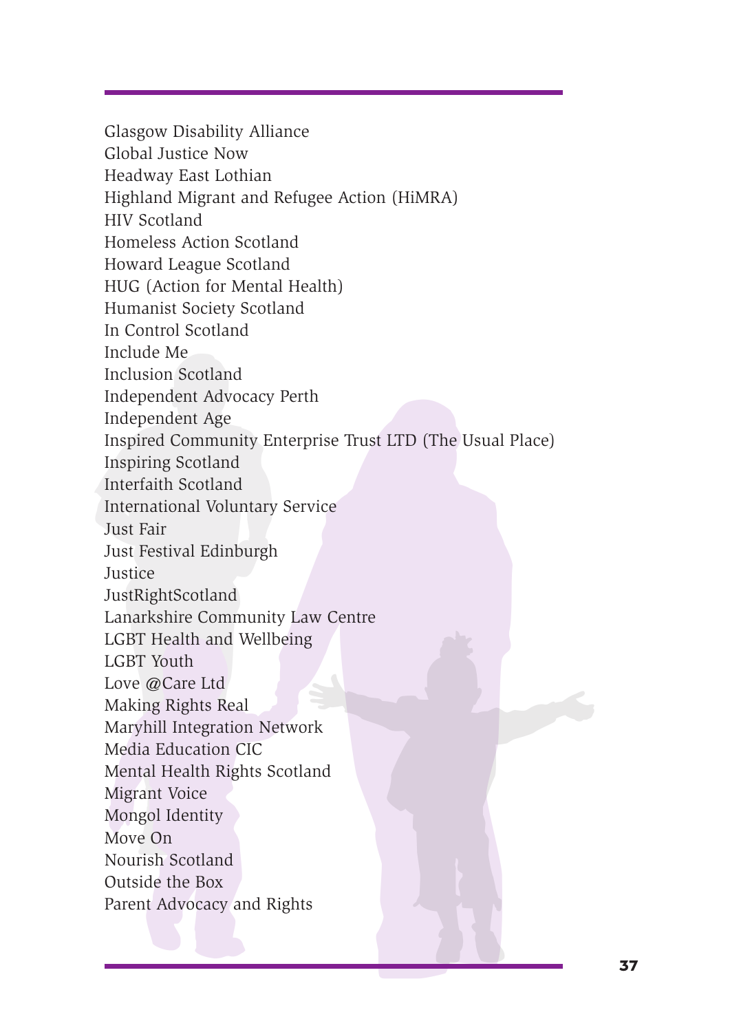Glasgow Disability Alliance
Global Justice Now
Headway East Lothian
Highland Migrant and Refugee Action (HiMRA)
HIV Scotland
Homeless Action Scotland
Howard League Scotland
HUG (Action for Mental Health)
Humanist Society Scotland
In Control Scotland
Include Me
Inclusion Scotland
Independent Advocacy Perth
Independent Age
Inspired Community Enterprise Trust LTD (The Usual Place)
Inspiring Scotland
Interfaith Scotland
International Voluntary Service
Just Fair
Just Festival Edinburgh
Justice
JustRightScotland
Lanarkshire Community Law Centre
LGBT Health and Wellbeing
LGBT Youth
Love @Care Ltd
Making Rights Real
Maryhill Integration Network
Media Education CIC
Mental Health Rights Scotland
Migrant Voice
Mongol Identity
Move On
Nourish Scotland
Outside the Box
Parent Advocacy and Rights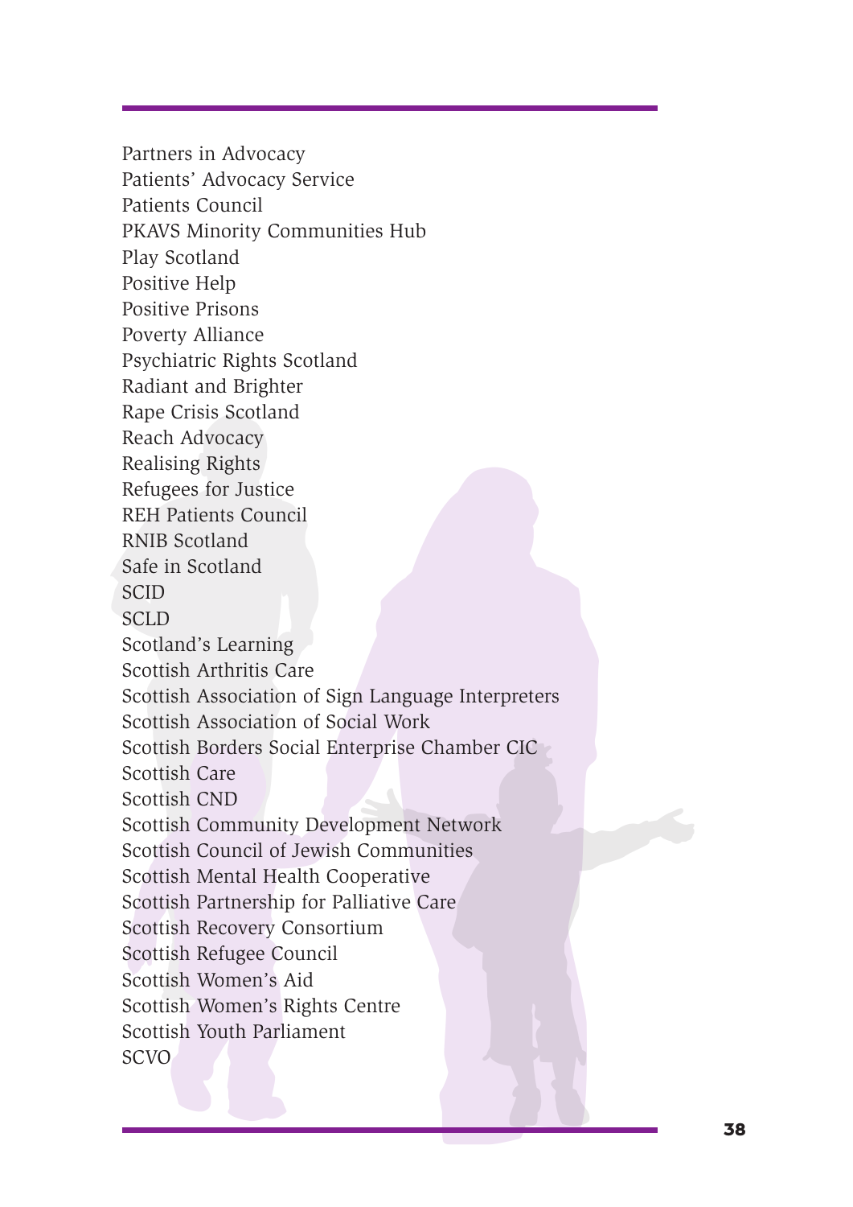Partners in Advocacy
Patients' Advocacy Service
Patients Council
PKAVS Minority Communities Hub
Play Scotland
Positive Help
Positive Prisons
Poverty Alliance
Psychiatric Rights Scotland
Radiant and Brighter
Rape Crisis Scotland
Reach Advocacy
Realising Rights
Refugees for Justice
REH Patients Council
RNIB Scotland
Safe in Scotland
SCID
SCLD
Scotland's Learning
Scottish Arthritis Care
Scottish Association of Sign Language Interpreters
Scottish Association of Social Work
Scottish Borders Social Enterprise Chamber CIC
Scottish Care
Scottish CND
Scottish Community Development Network
Scottish Council of Jewish Communities
Scottish Mental Health Cooperative
Scottish Partnership for Palliative Care
Scottish Recovery Consortium
Scottish Refugee Council
Scottish Women's Aid
Scottish Women's Rights Centre
Scottish Youth Parliament
SCVO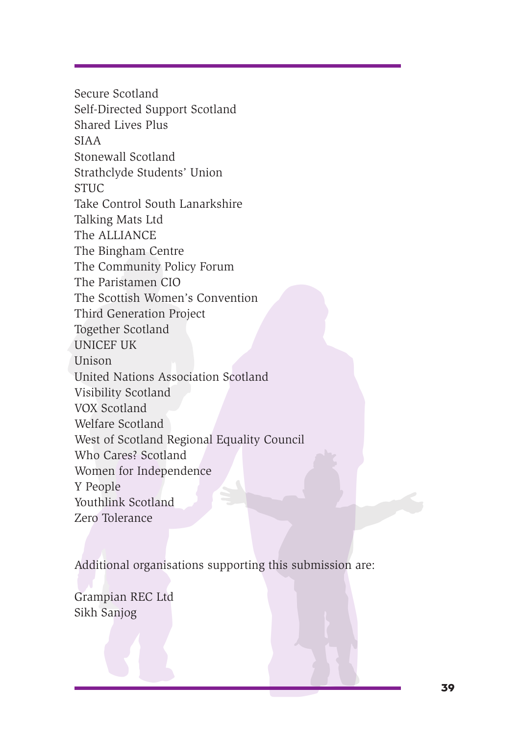Secure Scotland
Self-Directed Support Scotland
Shared Lives Plus
SIAA
Stonewall Scotland
Strathclyde Students' Union
STUC
Take Control South Lanarkshire
Talking Mats Ltd
The ALLIANCE
The Bingham Centre
The Community Policy Forum
The Paristamen CIO
The Scottish Women's Convention
Third Generation Project
Together Scotland
UNICEF UK
Unison
United Nations Association Scotland
Visibility Scotland
VOX Scotland
Welfare Scotland
West of Scotland Regional Equality Council
Who Cares? Scotland
Women for Independence
Y People
Youthlink Scotland
Zero Tolerance

Additional organisations supporting this submission are:

Grampian REC Ltd
Sikh Sanjog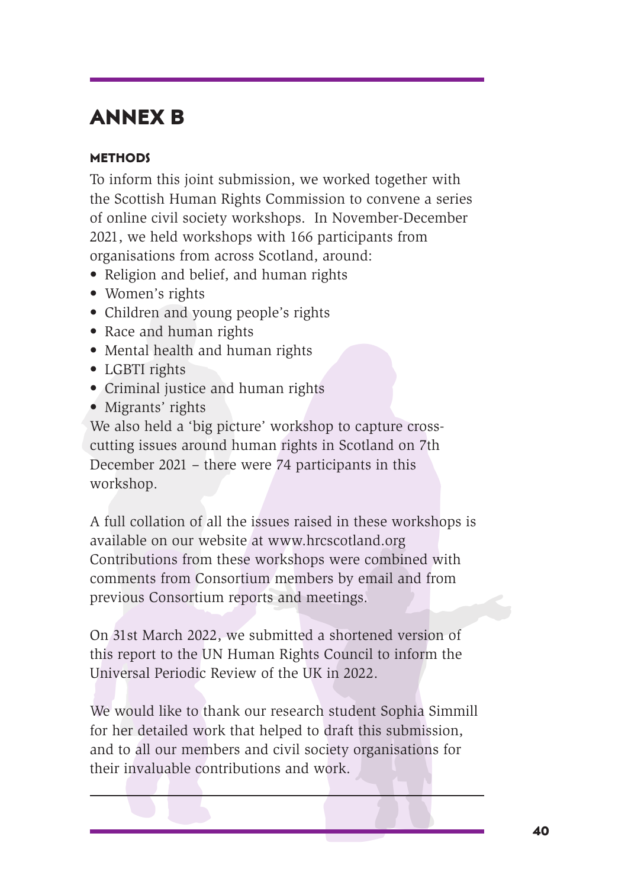# ANNEX B

### METHODS

To inform this joint submission, we worked together with the Scottish Human Rights Commission to convene a series of online civil society workshops. In November-December 2021, we held workshops with 166 participants from organisations from across Scotland, around:

- Religion and belief, and human rights
- Women's rights
- Children and young people's rights
- Race and human rights
- Mental health and human rights
- LGBTI rights
- Criminal justice and human rights
- Migrants' rights

We also held a 'big picture' workshop to capture cross-cutting issues around human rights in Scotland on 7th December 2021 – there were 74 participants in this workshop.

A full collation of all the issues raised in these workshops is available on our website at www.hrcscotland.org Contributions from these workshops were combined with comments from Consortium members by email and from previous Consortium reports and meetings.

On 31st March 2022, we submitted a shortened version of this report to the UN Human Rights Council to inform the Universal Periodic Review of the UK in 2022.

We would like to thank our research student Sophia Simmill for her detailed work that helped to draft this submission, and to all our members and civil society organisations for their invaluable contributions and work.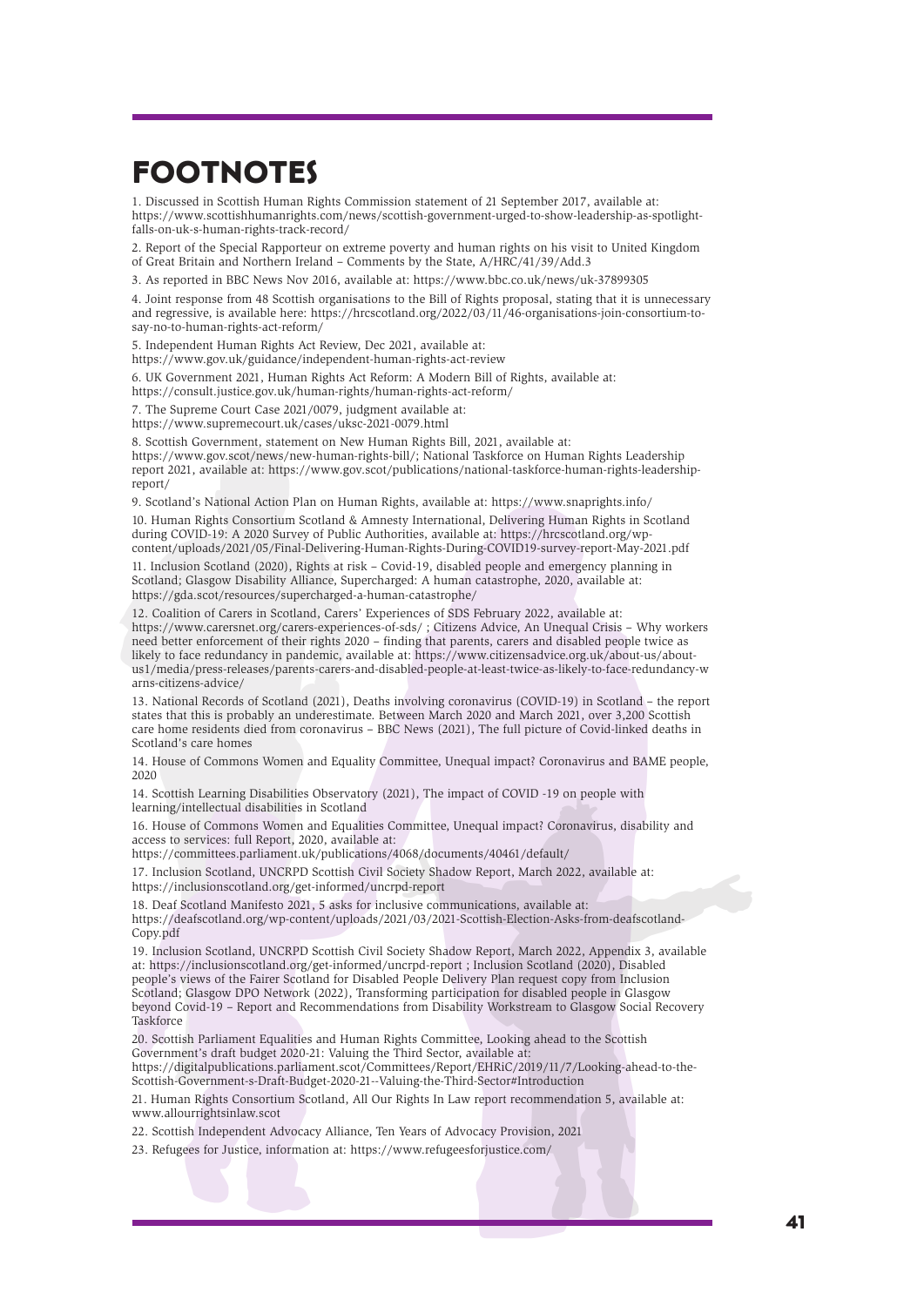# FOOTNOTES

1. Discussed in Scottish Human Rights Commission statement of 21 September 2017, available at: https://www.scottishhumanrights.com/news/scottish-government-urged-to-show-leadership-as-spotlight-falls-on-uk-s-human-rights-track-record/

2. Report of the Special Rapporteur on extreme poverty and human rights on his visit to United Kingdom of Great Britain and Northern Ireland – Comments by the State, A/HRC/41/39/Add.3

3. As reported in BBC News Nov 2016, available at: https://www.bbc.co.uk/news/uk-37899305

4. Joint response from 48 Scottish organisations to the Bill of Rights proposal, stating that it is unnecessary and regressive, is available here: https://hrcscotland.org/2022/03/11/46-organisations-join-consortium-to-say-no-to-human-rights-act-reform/

5. Independent Human Rights Act Review, Dec 2021, available at: https://www.gov.uk/guidance/independent-human-rights-act-review

6. UK Government 2021, Human Rights Act Reform: A Modern Bill of Rights, available at: https://consult.justice.gov.uk/human-rights/human-rights-act-reform/

7. The Supreme Court Case 2021/0079, judgment available at: https://www.supremecourt.uk/cases/uksc-2021-0079.html

8. Scottish Government, statement on New Human Rights Bill, 2021, available at: https://www.gov.scot/news/new-human-rights-bill/; National Taskforce on Human Rights Leadership report 2021, available at: https://www.gov.scot/publications/national-taskforce-human-rights-leadership-report/

9. Scotland's National Action Plan on Human Rights, available at: https://www.snaprights.info/

10. Human Rights Consortium Scotland & Amnesty International, Delivering Human Rights in Scotland during COVID-19: A 2020 Survey of Public Authorities, available at: https://hrcscotland.org/wp-content/uploads/2021/05/Final-Delivering-Human-Rights-During-COVID19-survey-report-May-2021.pdf

11. Inclusion Scotland (2020), Rights at risk – Covid-19, disabled people and emergency planning in Scotland; Glasgow Disability Alliance, Supercharged: A human catastrophe, 2020, available at: https://gda.scot/resources/supercharged-a-human-catastrophe/

12. Coalition of Carers in Scotland, Carers' Experiences of SDS February 2022, available at: https://www.carersnet.org/carers-experiences-of-sds/ ; Citizens Advice, An Unequal Crisis – Why workers need better enforcement of their rights 2020 – finding that parents, carers and disabled people twice as likely to face redundancy in pandemic, available at: https://www.citizensadvice.org.uk/about-us/about-us1/media/press-releases/parents-carers-and-disabled-people-at-least-twice-as-likely-to-face-redundancy-warns-citizens-advice/

13. National Records of Scotland (2021), Deaths involving coronavirus (COVID-19) in Scotland – the report states that this is probably an underestimate. Between March 2020 and March 2021, over 3,200 Scottish care home residents died from coronavirus – BBC News (2021), The full picture of Covid-linked deaths in Scotland's care homes

14. House of Commons Women and Equality Committee, Unequal impact? Coronavirus and BAME people, 2020

14. Scottish Learning Disabilities Observatory (2021), The impact of COVID -19 on people with learning/intellectual disabilities in Scotland

16. House of Commons Women and Equalities Committee, Unequal impact? Coronavirus, disability and access to services: full Report, 2020, available at: https://committees.parliament.uk/publications/4068/documents/40461/default/

17. Inclusion Scotland, UNCRPD Scottish Civil Society Shadow Report, March 2022, available at: https://inclusionscotland.org/get-informed/uncrpd-report

18. Deaf Scotland Manifesto 2021, 5 asks for inclusive communications, available at: https://deafscotland.org/wp-content/uploads/2021/03/2021-Scottish-Election-Asks-from-deafscotland-Copy.pdf

19. Inclusion Scotland, UNCRPD Scottish Civil Society Shadow Report, March 2022, Appendix 3, available at: https://inclusionscotland.org/get-informed/uncrpd-report ; Inclusion Scotland (2020), Disabled people's views of the Fairer Scotland for Disabled People Delivery Plan request copy from Inclusion Scotland; Glasgow DPO Network (2022), Transforming participation for disabled people in Glasgow beyond Covid-19 – Report and Recommendations from Disability Workstream to Glasgow Social Recovery Taskforce

20. Scottish Parliament Equalities and Human Rights Committee, Looking ahead to the Scottish Government's draft budget 2020-21: Valuing the Third Sector, available at: https://digitalpublications.parliament.scot/Committees/Report/EHRiC/2019/11/7/Looking-ahead-to-the-Scottish-Government-s-Draft-Budget-2020-21--Valuing-the-Third-Sector#Introduction

21. Human Rights Consortium Scotland, All Our Rights In Law report recommendation 5, available at: www.allourrightsinlaw.scot

22. Scottish Independent Advocacy Alliance, Ten Years of Advocacy Provision, 2021

23. Refugees for Justice, information at: https://www.refugeesforjustice.com/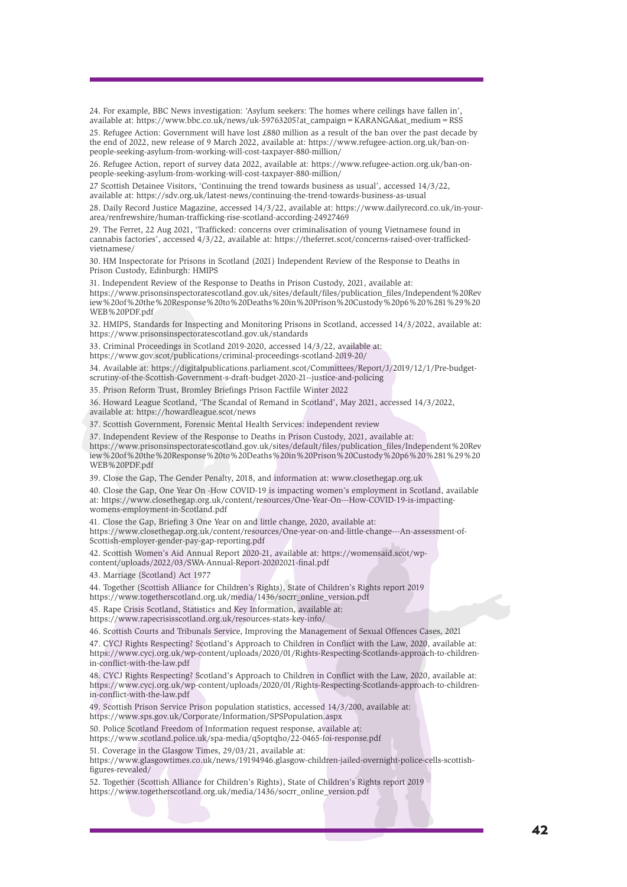24. For example, BBC News investigation: 'Asylum seekers: The homes where ceilings have fallen in', available at: https://www.bbc.co.uk/news/uk-59763205?at_campaign=KARANGA&at_medium=RSS

25. Refugee Action: Government will have lost £880 million as a result of the ban over the past decade by the end of 2022, new release of 9 March 2022, available at: https://www.refugee-action.org.uk/ban-on-people-seeking-asylum-from-working-will-cost-taxpayer-880-million/

26. Refugee Action, report of survey data 2022, available at: https://www.refugee-action.org.uk/ban-on-people-seeking-asylum-from-working-will-cost-taxpayer-880-million/

27 Scottish Detainee Visitors, 'Continuing the trend towards business as usual', accessed 14/3/22, available at: https://sdv.org.uk/latest-news/continuing-the-trend-towards-business-as-usual

28. Daily Record Justice Magazine, accessed 14/3/22, available at: https://www.dailyrecord.co.uk/in-your-area/renfrewshire/human-trafficking-rise-scotland-according-24927469

29. The Ferret, 22 Aug 2021, 'Trafficked: concerns over criminalisation of young Vietnamese found in cannabis factories', accessed 4/3/22, available at: https://theferret.scot/concerns-raised-over-trafficked-vietnamese/

30. HM Inspectorate for Prisons in Scotland (2021) Independent Review of the Response to Deaths in Prison Custody, Edinburgh: HMIPS

31. Independent Review of the Response to Deaths in Prison Custody, 2021, available at: https://www.prisonsinspectoratescotland.gov.uk/sites/default/files/publication_files/Independent%20Review%20of%20the%20Response%20to%20Deaths%20in%20Prison%20Custody%20p6%20%281%29%20WEB%20PDF.pdf

32. HMIPS, Standards for Inspecting and Monitoring Prisons in Scotland, accessed 14/3/2022, available at: https://www.prisonsinspectoratescotland.gov.uk/standards

33. Criminal Proceedings in Scotland 2019-2020, accessed 14/3/22, available at: https://www.gov.scot/publications/criminal-proceedings-scotland-2019-20/

34. Available at: https://digitalpublications.parliament.scot/Committees/Report/J/2019/12/1/Pre-budget-scrutiny-of-the-Scottish-Government-s-draft-budget-2020-21--justice-and-policing

35. Prison Reform Trust, Bromley Briefings Prison Factfile Winter 2022

36. Howard League Scotland, 'The Scandal of Remand in Scotland', May 2021, accessed 14/3/2022, available at: https://howardleague.scot/news

37. Scottish Government, Forensic Mental Health Services: independent review

37. Independent Review of the Response to Deaths in Prison Custody, 2021, available at: https://www.prisonsinspectoratescotland.gov.uk/sites/default/files/publication_files/Independent%20Review%20of%20the%20Response%20to%20Deaths%20in%20Prison%20Custody%20p6%20%281%29%20WEB%20PDF.pdf

39. Close the Gap, The Gender Penalty, 2018, and information at: www.closethegap.org.uk

40. Close the Gap, One Year On -How COVID-19 is impacting women's employment in Scotland, available at: https://www.closethegap.org.uk/content/resources/One-Year-On---How-COVID-19-is-impacting-womens-employment-in-Scotland.pdf

41. Close the Gap, Briefing 3 One Year on and little change, 2020, available at: https://www.closethegap.org.uk/content/resources/One-year-on-and-little-change---An-assessment-of-Scottish-employer-gender-pay-gap-reporting.pdf

42. Scottish Women's Aid Annual Report 2020-21, available at: https://womensaid.scot/wp-content/uploads/2022/03/SWA-Annual-Report-20202021-final.pdf

43. Marriage (Scotland) Act 1977

44. Together (Scottish Alliance for Children's Rights), State of Children's Rights report 2019 https://www.togetherscotland.org.uk/media/1436/socrr_online_version.pdf

45. Rape Crisis Scotland, Statistics and Key Information, available at: https://www.rapecrisisscotland.org.uk/resources-stats-key-info/

46. Scottish Courts and Tribunals Service, Improving the Management of Sexual Offences Cases, 2021

47. CYCJ Rights Respecting? Scotland's Approach to Children in Conflict with the Law, 2020, available at: https://www.cycj.org.uk/wp-content/uploads/2020/01/Rights-Respecting-Scotlands-approach-to-children-in-conflict-with-the-law.pdf

48. CYCJ Rights Respecting? Scotland's Approach to Children in Conflict with the Law, 2020, available at: https://www.cycj.org.uk/wp-content/uploads/2020/01/Rights-Respecting-Scotlands-approach-to-children-in-conflict-with-the-law.pdf

49. Scottish Prison Service Prison population statistics, accessed 14/3/200, available at: https://www.sps.gov.uk/Corporate/Information/SPSPopulation.aspx

50. Police Scotland Freedom of Information request response, available at: https://www.scotland.police.uk/spa-media/q5optqho/22-0465-foi-response.pdf

51. Coverage in the Glasgow Times, 29/03/21, available at: https://www.glasgowtimes.co.uk/news/19194946.glasgow-children-jailed-overnight-police-cells-scottish-figures-revealed/

52. Together (Scottish Alliance for Children's Rights), State of Children's Rights report 2019 https://www.togetherscotland.org.uk/media/1436/socrr_online_version.pdf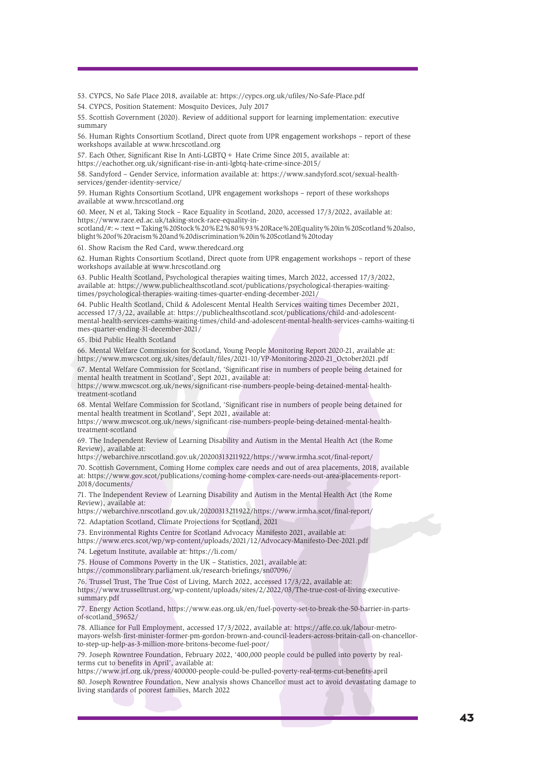53. CYPCS, No Safe Place 2018, available at: https://cypcs.org.uk/ufiles/No-Safe-Place.pdf

54. CYPCS, Position Statement: Mosquito Devices, July 2017

55. Scottish Government (2020). Review of additional support for learning implementation: executive summary

56. Human Rights Consortium Scotland, Direct quote from UPR engagement workshops – report of these workshops available at www.hrcscotland.org

57. Each Other, Significant Rise In Anti-LGBTQ+ Hate Crime Since 2015, available at: https://eachother.org.uk/significant-rise-in-anti-lgbtq-hate-crime-since-2015/

58. Sandyford – Gender Service, information available at: https://www.sandyford.scot/sexual-health-services/gender-identity-service/

59. Human Rights Consortium Scotland, UPR engagement workshops – report of these workshops available at www.hrcscotland.org

60. Meer, N et al, Taking Stock – Race Equality in Scotland, 2020, accessed 17/3/2022, available at: https://www.race.ed.ac.uk/taking-stock-race-equality-in-scotland/#:~:text=Taking%20Stock%20%E2%80%93%20Race%20Equality%20in%20Scotland%20also,blight%20of%20racism%20and%20discrimination%20in%20Scotland%20today

61. Show Racism the Red Card, www.theredcard.org

62. Human Rights Consortium Scotland, Direct quote from UPR engagement workshops – report of these workshops available at www.hrcscotland.org

63. Public Health Scotland, Psychological therapies waiting times, March 2022, accessed 17/3/2022, available at: https://www.publichealthscotland.scot/publications/psychological-therapies-waiting-times/psychological-therapies-waiting-times-quarter-ending-december-2021/

64. Public Health Scotland, Child & Adolescent Mental Health Services waiting times December 2021, accessed 17/3/22, available at: https://publichealthscotland.scot/publications/child-and-adolescent-mental-health-services-camhs-waiting-times/child-and-adolescent-mental-health-services-camhs-waiting-times-quarter-ending-31-december-2021/

65. Ibid Public Health Scotland

66. Mental Welfare Commission for Scotland, Young People Monitoring Report 2020-21, available at: https://www.mwcscot.org.uk/sites/default/files/2021-10/YP-Monitoring-2020-21_October2021.pdf

67. Mental Welfare Commission for Scotland, 'Significant rise in numbers of people being detained for mental health treatment in Scotland', Sept 2021, available at: https://www.mwcscot.org.uk/news/significant-rise-numbers-people-being-detained-mental-health-treatment-scotland

68. Mental Welfare Commission for Scotland, 'Significant rise in numbers of people being detained for mental health treatment in Scotland', Sept 2021, available at: https://www.mwcscot.org.uk/news/significant-rise-numbers-people-being-detained-mental-health-treatment-scotland

69. The Independent Review of Learning Disability and Autism in the Mental Health Act (the Rome Review), available at: https://webarchive.nrscotland.gov.uk/20200313211922/https://www.irmha.scot/final-report/

70. Scottish Government, Coming Home complex care needs and out of area placements, 2018, available at: https://www.gov.scot/publications/coming-home-complex-care-needs-out-area-placements-report-2018/documents/

71. The Independent Review of Learning Disability and Autism in the Mental Health Act (the Rome Review), available at: https://webarchive.nrscotland.gov.uk/20200313211922/https://www.irmha.scot/final-report/

72. Adaptation Scotland, Climate Projections for Scotland, 2021

73. Environmental Rights Centre for Scotland Advocacy Manifesto 2021, available at: https://www.ercs.scot/wp/wp-content/uploads/2021/12/Advocacy-Manifesto-Dec-2021.pdf

74. Legetum Institute, available at: https://li.com/

75. House of Commons Poverty in the UK – Statistics, 2021, available at: https://commonslibrary.parliament.uk/research-briefings/sn07096/

76. Trussel Trust, The True Cost of Living, March 2022, accessed 17/3/22, available at: https://www.trusselltrust.org/wp-content/uploads/sites/2/2022/03/The-true-cost-of-living-executive-summary.pdf

77. Energy Action Scotland, https://www.eas.org.uk/en/fuel-poverty-set-to-break-the-50-barrier-in-parts-of-scotland_59652/

78. Alliance for Full Employment, accessed 17/3/2022, available at: https://affe.co.uk/labour-metro-mayors-welsh-first-minister-former-pm-gordon-brown-and-council-leaders-across-britain-call-on-chancellor-to-step-up-help-as-3-million-more-britons-become-fuel-poor/

79. Joseph Rowntree Foundation, February 2022, '400,000 people could be pulled into poverty by real-terms cut to benefits in April', available at: https://www.jrf.org.uk/press/400000-people-could-be-pulled-poverty-real-terms-cut-benefits-april

80. Joseph Rowntree Foundation, New analysis shows Chancellor must act to avoid devastating damage to living standards of poorest families, March 2022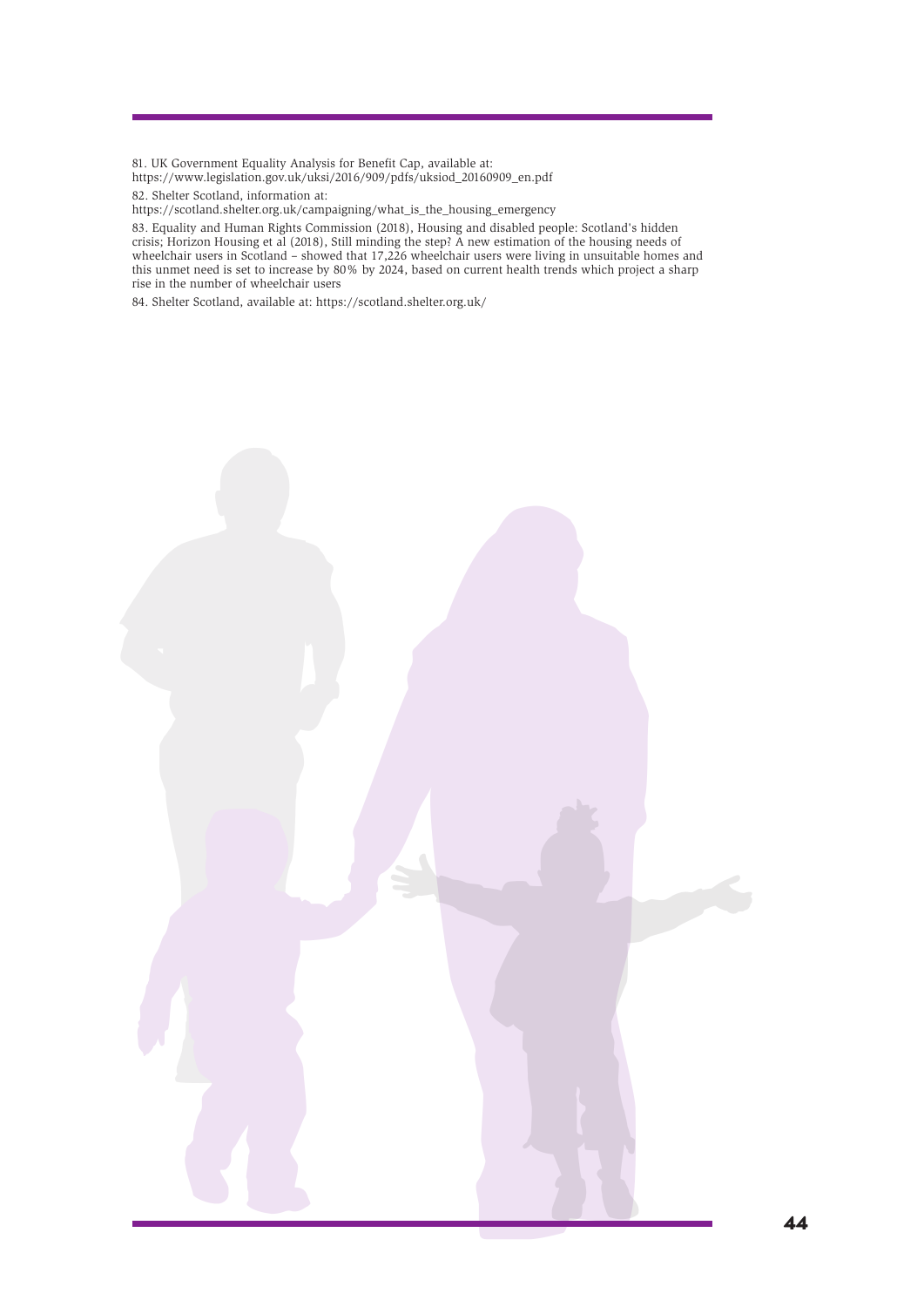81. UK Government Equality Analysis for Benefit Cap, available at: https://www.legislation.gov.uk/uksi/2016/909/pdfs/uksiod_20160909_en.pdf

82. Shelter Scotland, information at: https://scotland.shelter.org.uk/campaigning/what_is_the_housing_emergency

83. Equality and Human Rights Commission (2018), Housing and disabled people: Scotland's hidden crisis; Horizon Housing et al (2018), Still minding the step? A new estimation of the housing needs of wheelchair users in Scotland – showed that 17,226 wheelchair users were living in unsuitable homes and this unmet need is set to increase by 80% by 2024, based on current health trends which project a sharp rise in the number of wheelchair users

84. Shelter Scotland, available at: https://scotland.shelter.org.uk/